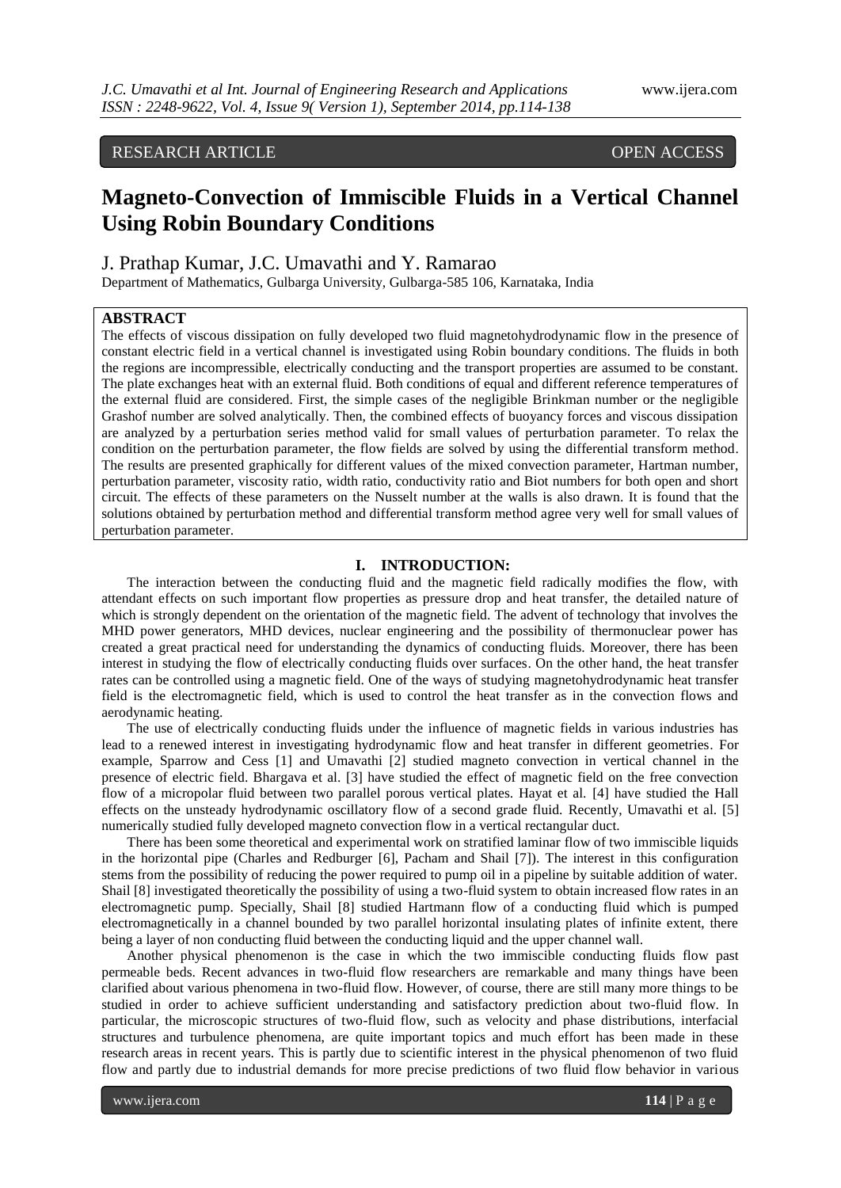RESEARCH ARTICLE OPEN ACCESS

# Magneto-Convection of Immiscible Fluids in a Vertical Channel Using Robin Boundary Conditions

J. Prathap Kumar, J.C. Umavathi and Y. Ramarao

Department of Mathematics, Gulbarga University, Gulbarga-585 106, Karnataka, India

## ABSTRACT

The effects of viscous dissipation on fully developed two fluid magnetohydrodynamic flow in the presence of constant electric field in a vertical channel is investigated using Robin boundary conditions. The fluids in both the regions are incompressible, electrically conducting and the transport properties are assumed to be constant. The plate exchanges heat with an external fluid. Both conditions of equal and different reference temperatures of the external fluid are considered. First, the simple cases of the negligible Brinkman number or the negligible Grashof number are solved analytically. Then, the combined effects of buoyancy forces and viscous dissipation are analyzed by a perturbation series method valid for small values of perturbation parameter. To relax the condition on the perturbation parameter, the flow fields are solved by using the differential transform method. The results are presented graphically for different values of the mixed convection parameter, Hartman number, perturbation parameter, viscosity ratio, width ratio, conductivity ratio and Biot numbers for both open and short circuit. The effects of these parameters on the Nusselt number at the walls is also drawn. It is found that the solutions obtained by perturbation method and differential transform method agree very well for small values of perturbation parameter.

## I. INTRODUCTION:

The interaction between the conducting fluid and the magnetic field radically modifies the flow, with attendant effects on such important flow properties as pressure drop and heat transfer, the detailed nature of which is strongly dependent on the orientation of the magnetic field. The advent of technology that involves the MHD power generators, MHD devices, nuclear engineering and the possibility of thermonuclear power has created a great practical need for understanding the dynamics of conducting fluids. Moreover, there has been interest in studying the flow of electrically conducting fluids over surfaces. On the other hand, the heat transfer rates can be controlled using a magnetic field. One of the ways of studying magnetohydrodynamic heat transfer field is the electromagnetic field, which is used to control the heat transfer as in the convection flows and aerodynamic heating.

The use of electrically conducting fluids under the influence of magnetic fields in various industries has lead to a renewed interest in investigating hydrodynamic flow and heat transfer in different geometries. For example, Sparrow and Cess [1] and Umavathi [2] studied magneto convection in vertical channel in the presence of electric field. Bhargava et al. [3] have studied the effect of magnetic field on the free convection flow of a micropolar fluid between two parallel porous vertical plates. Hayat et al. [4] have studied the Hall effects on the unsteady hydrodynamic oscillatory flow of a second grade fluid. Recently, Umavathi et al. [5] numerically studied fully developed magneto convection flow in a vertical rectangular duct.

There has been some theoretical and experimental work on stratified laminar flow of two immiscible liquids in the horizontal pipe (Charles and Redburger [6], Pacham and Shail [7]). The interest in this configuration stems from the possibility of reducing the power required to pump oil in a pipeline by suitable addition of water. Shail [8] investigated theoretically the possibility of using a two-fluid system to obtain increased flow rates in an electromagnetic pump. Specially, Shail [8] studied Hartmann flow of a conducting fluid which is pumped electromagnetically in a channel bounded by two parallel horizontal insulating plates of infinite extent, there being a layer of non conducting fluid between the conducting liquid and the upper channel wall.

Another physical phenomenon is the case in which the two immiscible conducting fluids flow past permeable beds. Recent advances in two-fluid flow researchers are remarkable and many things have been clarified about various phenomena in two-fluid flow. However, of course, there are still many more things to be studied in order to achieve sufficient understanding and satisfactory prediction about two-fluid flow. In particular, the microscopic structures of two-fluid flow, such as velocity and phase distributions, interfacial structures and turbulence phenomena, are quite important topics and much effort has been made in these research areas in recent years. This is partly due to scientific interest in the physical phenomenon of two fluid flow and partly due to industrial demands for more precise predictions of two fluid flow behavior in various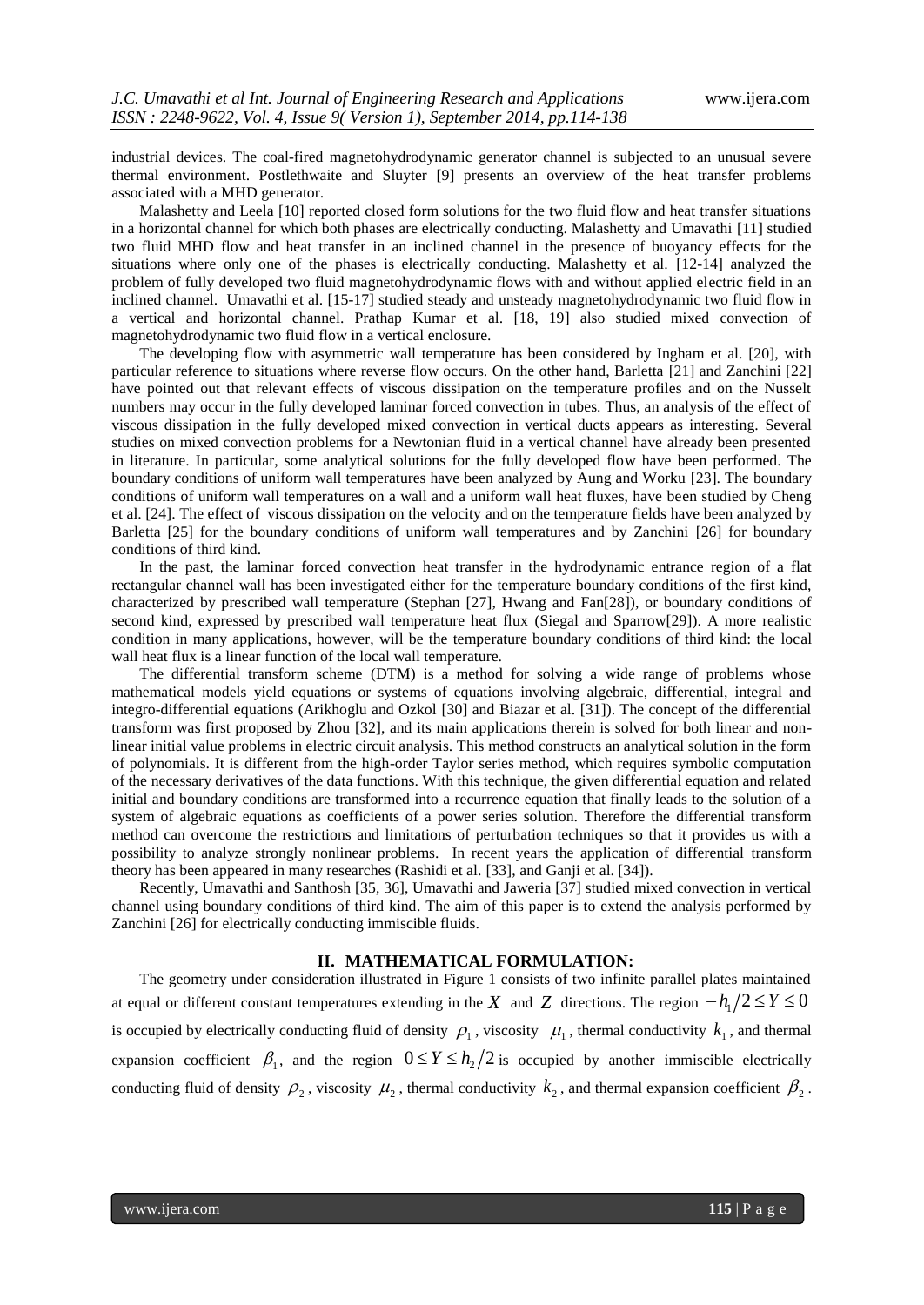industrial devices. The coal-fired magnetohydrodynamic generator channel is subjected to an unusual severe thermal environment. Postlethwaite and Sluyter [9] presents an overview of the heat transfer problems associated with a MHD generator.

Malashetty and Leela [10] reported closed form solutions for the two fluid flow and heat transfer situations in a horizontal channel for which both phases are electrically conducting. Malashetty and Umavathi [11] studied two fluid MHD flow and heat transfer in an inclined channel in the presence of buoyancy effects for the situations where only one of the phases is electrically conducting. Malashetty et al. [12-14] analyzed the problem of fully developed two fluid magnetohydrodynamic flows with and without applied electric field in an inclined channel. Umavathi et al. [15-17] studied steady and unsteady magnetohydrodynamic two fluid flow in a vertical and horizontal channel. Prathap Kumar et al. [18, 19] also studied mixed convection of magnetohydrodynamic two fluid flow in a vertical enclosure.

The developing flow with asymmetric wall temperature has been considered by Ingham et al. [20], with particular reference to situations where reverse flow occurs. On the other hand, Barletta [21] and Zanchini [22] have pointed out that relevant effects of viscous dissipation on the temperature profiles and on the Nusselt numbers may occur in the fully developed laminar forced convection in tubes. Thus, an analysis of the effect of viscous dissipation in the fully developed mixed convection in vertical ducts appears as interesting. Several studies on mixed convection problems for a Newtonian fluid in a vertical channel have already been presented in literature. In particular, some analytical solutions for the fully developed flow have been performed. The boundary conditions of uniform wall temperatures have been analyzed by Aung and Worku [23]. The boundary conditions of uniform wall temperatures on a wall and a uniform wall heat fluxes, have been studied by Cheng et al. [24]. The effect of viscous dissipation on the velocity and on the temperature fields have been analyzed by Barletta [25] for the boundary conditions of uniform wall temperatures and by Zanchini [26] for boundary conditions of third kind.

In the past, the laminar forced convection heat transfer in the hydrodynamic entrance region of a flat rectangular channel wall has been investigated either for the temperature boundary conditions of the first kind, characterized by prescribed wall temperature (Stephan [27], Hwang and Fan[28]), or boundary conditions of second kind, expressed by prescribed wall temperature heat flux (Siegal and Sparrow[29]). A more realistic condition in many applications, however, will be the temperature boundary conditions of third kind: the local wall heat flux is a linear function of the local wall temperature.

The differential transform scheme (DTM) is a method for solving a wide range of problems whose mathematical models yield equations or systems of equations involving algebraic, differential, integral and integro-differential equations (Arikhoglu and Ozkol [30] and Biazar et al. [31]). The concept of the differential transform was first proposed by Zhou [32], and its main applications therein is solved for both linear and non-linear initial value problems in electric circuit analysis. This method constructs an analytical solution in the form of polynomials. It is different from the high-order Taylor series method, which requires symbolic computation of the necessary derivatives of the data functions. With this technique, the given differential equation and related initial and boundary conditions are transformed into a recurrence equation that finally leads to the solution of a system of algebraic equations as coefficients of a power series solution. Therefore the differential transform method can overcome the restrictions and limitations of perturbation techniques so that it provides us with a possibility to analyze strongly nonlinear problems. In recent years the application of differential transform theory has been appeared in many researches (Rashidi et al. [33], and Ganji et al. [34]).

Recently, Umavathi and Santhosh [35, 36], Umavathi and Jaweria [37] studied mixed convection in vertical channel using boundary conditions of third kind. The aim of this paper is to extend the analysis performed by Zanchini [26] for electrically conducting immiscible fluids.

## II. MATHEMATICAL FORMULATION:

The geometry under consideration illustrated in Figure 1 consists of two infinite parallel plates maintained at equal or different constant temperatures extending in the $X$ and $Z$ directions. The region $-h_1/2 \le Y \le 0$ is occupied by electrically conducting fluid of density $\rho_1$, viscosity $\mu_1$, thermal conductivity $k_1$, and thermal expansion coefficient $\beta_1$, and the region $0 \le Y \le h_2/2$ is occupied by another immiscible electrically conducting fluid of density $\rho_2$, viscosity $\mu_2$, thermal conductivity $k_2$, and thermal expansion coefficient $\beta_2$.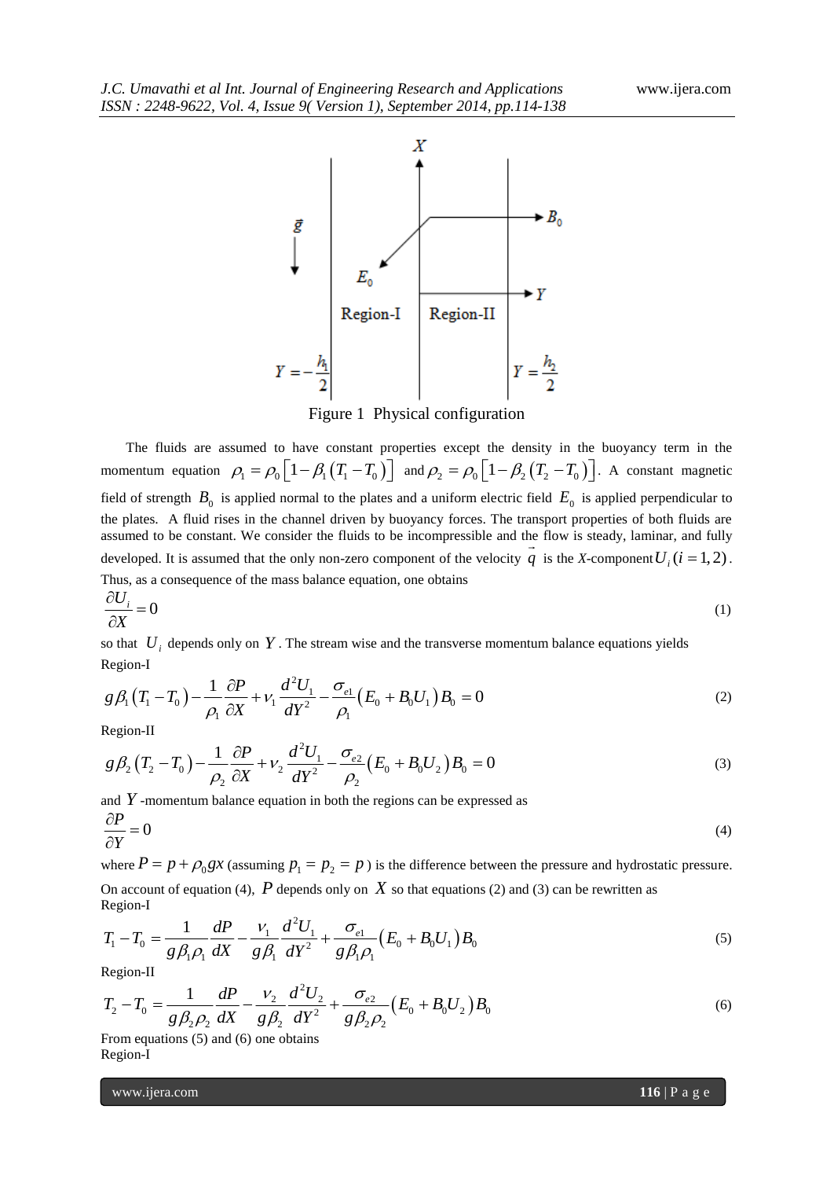Figure 1 Physical configuration

The fluids are assumed to have constant properties except the density in the buoyancy term in the momentum equation $\rho_1 = \rho_0 \left[1 - \beta_1 (T_1 - T_0)\right]$ and $\rho_2 = \rho_0 \left[1 - \beta_2 (T_2 - T_0)\right]$. A constant magnetic field of strength $B_0$ is applied normal to the plates and a uniform electric field $E_0$ is applied perpendicular to the plates. A fluid rises in the channel driven by buoyancy forces. The transport properties of both fluids are assumed to be constant. We consider the fluids to be incompressible and the flow is steady, laminar, and fully developed. It is assumed that the only non-zero component of the velocity $\vec{q}$ is the *X*-component $U_i \, (i = 1, 2)$. Thus, as a consequence of the mass balance equation, one obtains

$$\frac{\partial U_i}{\partial X} = 0 \tag{1}$$

so that $U_i$ depends only on $Y$. The stream wise and the transverse momentum balance equations yields

Region-I

$$g\beta_1 (T_1 - T_0) - \frac{1}{\rho_1}\frac{\partial P}{\partial X} + \nu_1 \frac{d^2 U_1}{dY^2} - \frac{\sigma_{e1}}{\rho_1}(E_0 + B_0 U_1) B_0 = 0 \tag{2}$$

Region-II

$$g\beta_2 (T_2 - T_0) - \frac{1}{\rho_2}\frac{\partial P}{\partial X} + \nu_2 \frac{d^2 U_1}{dY^2} - \frac{\sigma_{e2}}{\rho_2}(E_0 + B_0 U_2) B_0 = 0 \tag{3}$$

and $Y$-momentum balance equation in both the regions can be expressed as

$$\frac{\partial P}{\partial Y} = 0 \tag{4}$$

where $P = p + \rho_0 g x$ (assuming $p_1 = p_2 = p$) is the difference between the pressure and hydrostatic pressure. On account of equation (4), $P$ depends only on $X$ so that equations (2) and (3) can be rewritten as

Region-I

$$T_1 - T_0 = \frac{1}{g\beta_1\rho_1}\frac{dP}{dX} - \frac{\nu_1}{g\beta_1}\frac{d^2 U_1}{dY^2} + \frac{\sigma_{e1}}{g\beta_1\rho_1}(E_0 + B_0 U_1) B_0 \tag{5}$$

Region-II

$$T_2 - T_0 = \frac{1}{g\beta_2\rho_2}\frac{dP}{dX} - \frac{\nu_2}{g\beta_2}\frac{d^2 U_2}{dY^2} + \frac{\sigma_{e2}}{g\beta_2\rho_2}(E_0 + B_0 U_2) B_0 \tag{6}$$

From equations (5) and (6) one obtains

Region-I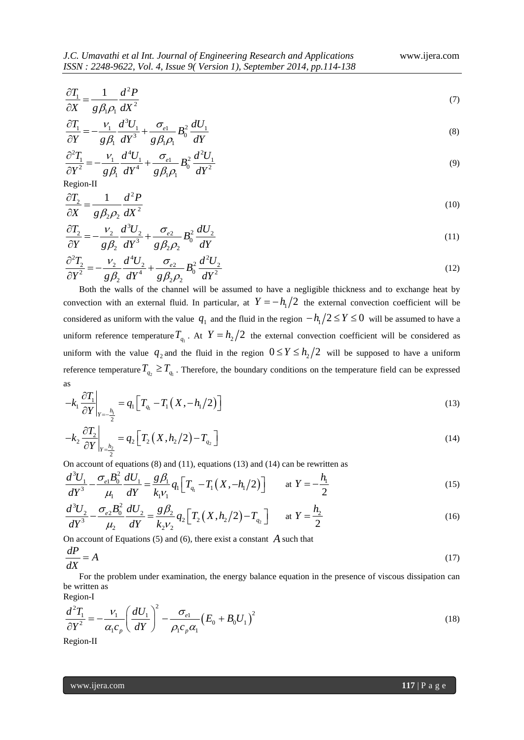$$\frac{\partial T_1}{\partial X} = \frac{1}{g\beta_1\rho_1}\frac{d^2P}{dX^2} \tag{7}$$

$$\frac{\partial T_1}{\partial Y} = -\frac{\nu_1}{g\beta_1}\frac{d^3U_1}{dY^3} + \frac{\sigma_{e1}}{g\beta_1\rho_1}B_0^2\frac{dU_1}{dY} \tag{8}$$

$$\frac{\partial^2 T_1}{\partial Y^2} = -\frac{\nu_1}{g\beta_1}\frac{d^4U_1}{dY^4} + \frac{\sigma_{e1}}{g\beta_1\rho_1}B_0^2\frac{d^2U_1}{dY^2} \tag{9}$$

Region-II

$$\frac{\partial T_2}{\partial X} = \frac{1}{g\beta_2\rho_2}\frac{d^2P}{dX^2} \tag{10}$$

$$\frac{\partial T_2}{\partial Y} = -\frac{\nu_2}{g\beta_2}\frac{d^3U_2}{dY^3} + \frac{\sigma_{e2}}{g\beta_2\rho_2}B_0^2\frac{dU_2}{dY} \tag{11}$$

$$\frac{\partial^2 T_2}{\partial Y^2} = -\frac{\nu_2}{g\beta_2}\frac{d^4U_2}{dY^4} + \frac{\sigma_{e2}}{g\beta_2\rho_2}B_0^2\frac{d^2U_2}{dY^2} \tag{12}$$

Both the walls of the channel will be assumed to have a negligible thickness and to exchange heat by convection with an external fluid. In particular, at $Y = -h_1/2$ the external convection coefficient will be considered as uniform with the value $q_1$ and the fluid in the region $-h_1/2 \le Y \le 0$ will be assumed to have a uniform reference temperature $T_{q_1}$. At $Y = h_2/2$ the external convection coefficient will be considered as uniform with the value $q_2$ and the fluid in the region $0 \le Y \le h_2/2$ will be supposed to have a uniform reference temperature $T_{q_2} \ge T_{q_1}$. Therefore, the boundary conditions on the temperature field can be expressed as

$$-k_1\left.\frac{\partial T_1}{\partial Y}\right|_{Y=-\frac{h_1}{2}} = q_1\left[T_{q_1} - T_1\left(X, -h_1/2\right)\right] \tag{13}$$

$$-k_2\left.\frac{\partial T_2}{\partial Y}\right|_{Y=\frac{h_2}{2}} = q_2\left[T_2\left(X, h_2/2\right) - T_{q_2}\right] \tag{14}$$

On account of equations (8) and (11), equations (13) and (14) can be rewritten as

$$\frac{d^3U_1}{dY^3} - \frac{\sigma_{e1}B_0^2}{\mu_1}\frac{dU_1}{dY} = \frac{g\beta_1}{k_1\nu_1}q_1\left[T_{q_1} - T_1\left(X, -h_1/2\right)\right] \qquad \text{at } Y = -\frac{h_1}{2} \tag{15}$$

$$\frac{d^3U_2}{dY^3} - \frac{\sigma_{e2}B_0^2}{\mu_2}\frac{dU_2}{dY} = \frac{g\beta_2}{k_2\nu_2}q_2\left[T_2\left(X, h_2/2\right) - T_{q_2}\right] \qquad \text{at } Y = \frac{h_2}{2} \tag{16}$$

On account of Equations (5) and (6), there exist a constant $A$ such that

$$\frac{dP}{dX} = A \tag{17}$$

For the problem under examination, the energy balance equation in the presence of viscous dissipation can be written as

Region-I

$$\frac{d^2T_1}{\partial Y^2} = -\frac{\nu_1}{\alpha_1 c_p}\left(\frac{dU_1}{dY}\right)^2 - \frac{\sigma_{e1}}{\rho_1 c_p \alpha_1}\left(E_0 + B_0 U_1\right)^2 \tag{18}$$

Region-II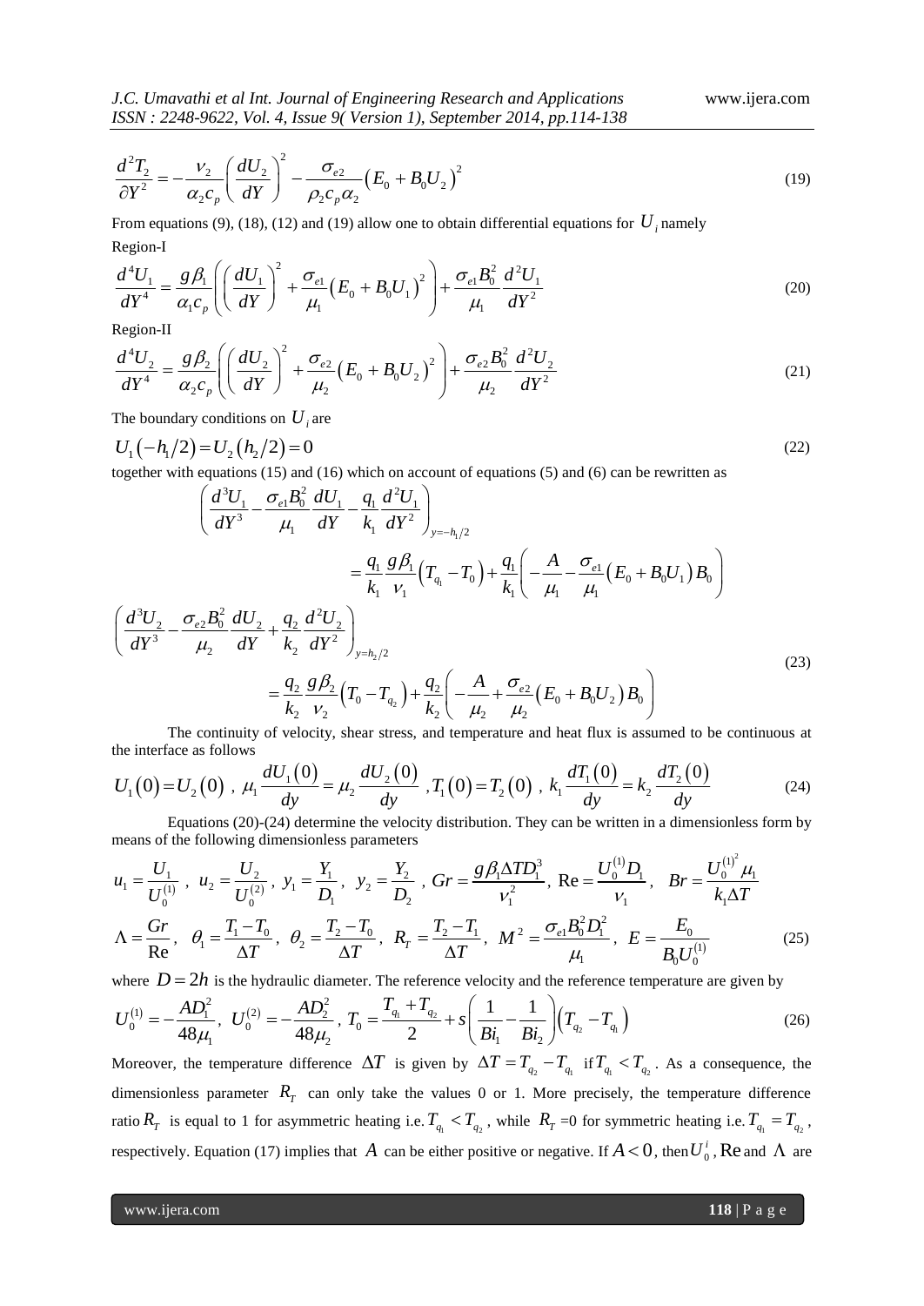$$\frac{d^2T_2}{\partial Y^2} = -\frac{\nu_2}{\alpha_2 c_p}\left(\frac{dU_2}{dY}\right)^2 - \frac{\sigma_{e2}}{\rho_2 c_p \alpha_2}\left(E_0 + B_0 U_2\right)^2 \tag{19}$$

From equations (9), (18), (12) and (19) allow one to obtain differential equations for $U_i$ namely

Region-I

$$\frac{d^4U_1}{dY^4} = \frac{g\beta_1}{\alpha_1 c_p}\left(\left(\frac{dU_1}{dY}\right)^2 + \frac{\sigma_{e1}}{\mu_1}\left(E_0 + B_0 U_1\right)^2\right) + \frac{\sigma_{e1}B_0^2}{\mu_1}\frac{d^2U_1}{dY^2} \tag{20}$$

Region-II

$$\frac{d^4U_2}{dY^4} = \frac{g\beta_2}{\alpha_2 c_p}\left(\left(\frac{dU_2}{dY}\right)^2 + \frac{\sigma_{e2}}{\mu_2}\left(E_0 + B_0 U_2\right)^2\right) + \frac{\sigma_{e2}B_0^2}{\mu_2}\frac{d^2U_2}{dY^2} \tag{21}$$

The boundary conditions on $U_i$ are

$$U_1\left(-h_1/2\right) = U_2\left(h_2/2\right) = 0 \tag{22}$$

together with equations (15) and (16) which on account of equations (5) and (6) can be rewritten as

$$\left(\frac{d^3U_1}{dY^3} - \frac{\sigma_{e1}B_0^2}{\mu_1}\frac{dU_1}{dY} - \frac{q_1}{k_1}\frac{d^2U_1}{dY^2}\right)_{y=-h_1/2} = \frac{q_1}{k_1}\frac{g\beta_1}{\nu_1}\left(T_{q_1} - T_0\right) + \frac{q_1}{k_1}\left(-\frac{A}{\mu_1} - \frac{\sigma_{e1}}{\mu_1}\left(E_0 + B_0 U_1\right)B_0\right)$$

$$\left(\frac{d^3U_2}{dY^3} - \frac{\sigma_{e2}B_0^2}{\mu_2}\frac{dU_2}{dY} + \frac{q_2}{k_2}\frac{d^2U_2}{dY^2}\right)_{y=h_2/2} = \frac{q_2}{k_2}\frac{g\beta_2}{\nu_2}\left(T_0 - T_{q_2}\right) + \frac{q_2}{k_2}\left(-\frac{A}{\mu_2} + \frac{\sigma_{e2}}{\mu_2}\left(E_0 + B_0 U_2\right)B_0\right) \tag{23}$$

The continuity of velocity, shear stress, and temperature and heat flux is assumed to be continuous at the interface as follows

$$U_1(0) = U_2(0)\ ,\ \mu_1\frac{dU_1(0)}{dy} = \mu_2\frac{dU_2(0)}{dy}\ ,\ T_1(0) = T_2(0)\ ,\ k_1\frac{dT_1(0)}{dy} = k_2\frac{dT_2(0)}{dy} \tag{24}$$

Equations (20)-(24) determine the velocity distribution. They can be written in a dimensionless form by means of the following dimensionless parameters

$$u_1 = \frac{U_1}{U_0^{(1)}}\ ,\ u_2 = \frac{U_2}{U_0^{(2)}},\ y_1 = \frac{Y_1}{D_1},\ y_2 = \frac{Y_2}{D_2}\ ,\ Gr = \frac{g\beta_1\Delta T D_1^3}{\nu_1^2},\ \mathrm{Re} = \frac{U_0^{(1)}D_1}{\nu_1},\ Br = \frac{U_0^{(1)^2}\mu_1}{k_1\Delta T}$$

$$\Lambda = \frac{Gr}{\mathrm{Re}},\ \theta_1 = \frac{T_1 - T_0}{\Delta T},\ \theta_2 = \frac{T_2 - T_0}{\Delta T},\ R_T = \frac{T_2 - T_1}{\Delta T},\ M^2 = \frac{\sigma_{e1}B_0^2 D_1^2}{\mu_1},\ E = \frac{E_0}{B_0 U_0^{(1)}} \tag{25}$$

where $D = 2h$ is the hydraulic diameter. The reference velocity and the reference temperature are given by

$$U_0^{(1)} = -\frac{AD_1^2}{48\mu_1},\ U_0^{(2)} = -\frac{AD_2^2}{48\mu_2},\ T_0 = \frac{T_{q_1} + T_{q_2}}{2} + s\left(\frac{1}{Bi_1} - \frac{1}{Bi_2}\right)\left(T_{q_2} - T_{q_1}\right) \tag{26}$$

Moreover, the temperature difference $\Delta T$ is given by $\Delta T = T_{q_2} - T_{q_1}$ if $T_{q_1} < T_{q_2}$. As a consequence, the dimensionless parameter $R_T$ can only take the values 0 or 1. More precisely, the temperature difference ratio $R_T$ is equal to 1 for asymmetric heating i.e. $T_{q_1} < T_{q_2}$, while $R_T = 0$ for symmetric heating i.e. $T_{q_1} = T_{q_2}$, respectively. Equation (17) implies that $A$ can be either positive or negative. If $A < 0$, then $U_0^i$, $\mathrm{Re}$ and $\Lambda$ are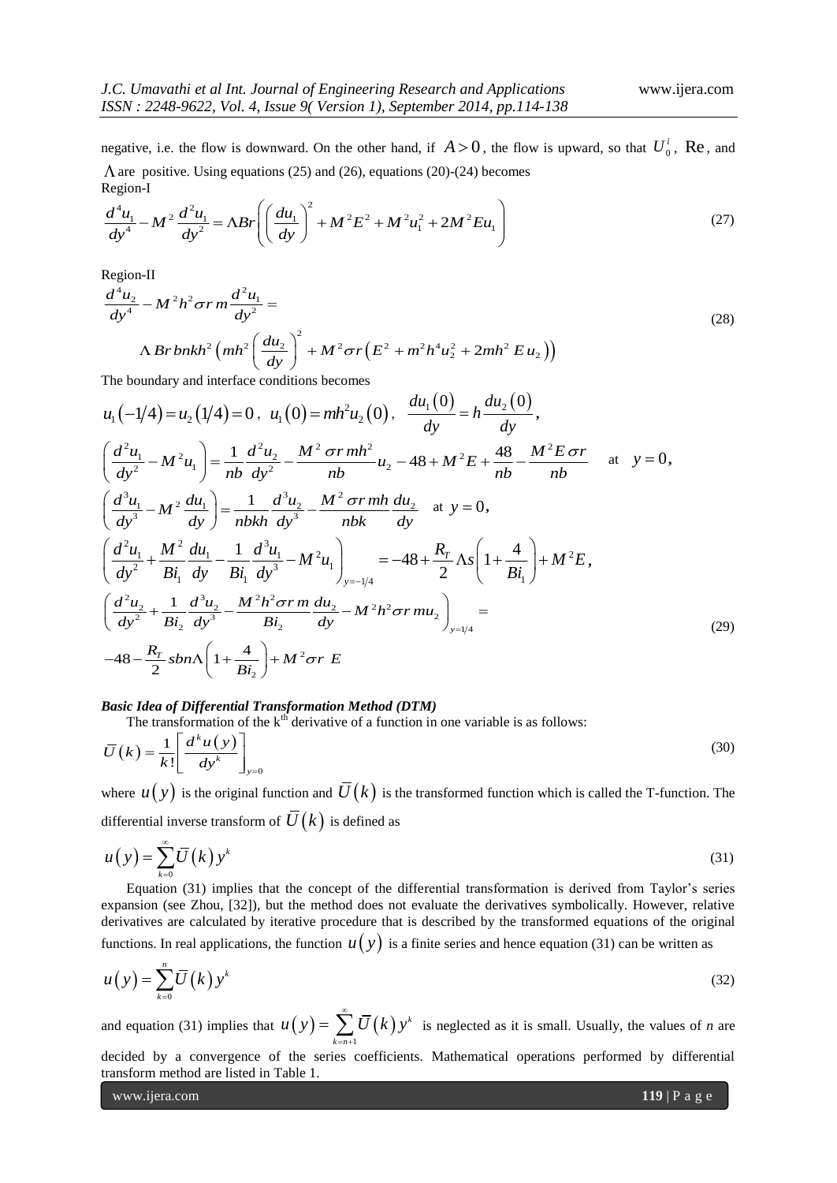negative, i.e. the flow is downward. On the other hand, if $A > 0$, the flow is upward, so that $U_0^i$, $\mathrm{Re}$, and $\Lambda$ are positive. Using equations (25) and (26), equations (20)-(24) becomes

Region-I

$$\frac{d^4 u_1}{dy^4} - M^2 \frac{d^2 u_1}{dy^2} = \Lambda Br \left( \left( \frac{du_1}{dy} \right)^2 + M^2 E^2 + M^2 u_1^2 + 2M^2 E u_1 \right) \tag{27}$$

Region-II

$$\frac{d^4 u_2}{dy^4} - M^2 h^2 \sigma r\, m \frac{d^2 u_1}{dy^2} = \Lambda\, Br\, bnkh^2 \left( mh^2 \left( \frac{du_2}{dy} \right)^2 + M^2 \sigma r \left( E^2 + m^2 h^4 u_2^2 + 2mh^2\, E\, u_2 \right) \right) \tag{28}$$

The boundary and interface conditions becomes

$$\begin{aligned}
& u_1(-1/4) = u_2(1/4) = 0, \quad u_1(0) = mh^2 u_2(0), \quad \frac{du_1(0)}{dy} = h \frac{du_2(0)}{dy}, \\
& \left( \frac{d^2 u_1}{dy^2} - M^2 u_1 \right) = \frac{1}{nb} \frac{d^2 u_2}{dy^2} - \frac{M^2 \sigma r\, mh^2}{nb} u_2 - 48 + M^2 E + \frac{48}{nb} - \frac{M^2 E\, \sigma r}{nb} \quad \text{at} \quad y = 0, \\
& \left( \frac{d^3 u_1}{dy^3} - M^2 \frac{du_1}{dy} \right) = \frac{1}{nbkh} \frac{d^3 u_2}{dy^3} - \frac{M^2 \sigma r\, mh}{nbk} \frac{du_2}{dy} \quad \text{at} \ y = 0, \\
& \left( \frac{d^2 u_1}{dy^2} + \frac{M^2}{Bi_1} \frac{du_1}{dy} - \frac{1}{Bi_1} \frac{d^3 u_1}{dy^3} - M^2 u_1 \right)_{y=-1/4} = -48 + \frac{R_T}{2} \Lambda s \left( 1 + \frac{4}{Bi_1} \right) + M^2 E, \\
& \left( \frac{d^2 u_2}{dy^2} + \frac{1}{Bi_2} \frac{d^3 u_2}{dy^3} - \frac{M^2 h^2 \sigma r\, m}{Bi_2} \frac{du_2}{dy} - M^2 h^2 \sigma r\, m u_2 \right)_{y=1/4} = \\
& -48 - \frac{R_T}{2} sbn\Lambda \left( 1 + \frac{4}{Bi_2} \right) + M^2 \sigma r\ E
\end{aligned} \tag{29}$$

***Basic Idea of Differential Transformation Method (DTM)***

The transformation of the k[th] derivative of a function in one variable is as follows:

$$\bar{U}(k) = \frac{1}{k!} \left[ \frac{d^k u(y)}{dy^k} \right]_{y=0} \tag{30}$$

where $u(y)$ is the original function and $\bar{U}(k)$ is the transformed function which is called the T-function. The differential inverse transform of $\bar{U}(k)$ is defined as

$$u(y) = \sum_{k=0}^{\infty} \bar{U}(k)\, y^k \tag{31}$$

Equation (31) implies that the concept of the differential transformation is derived from Taylor's series expansion (see Zhou, [32]), but the method does not evaluate the derivatives symbolically. However, relative derivatives are calculated by iterative procedure that is described by the transformed equations of the original functions. In real applications, the function $u(y)$ is a finite series and hence equation (31) can be written as

$$u(y) = \sum_{k=0}^{n} \bar{U}(k)\, y^k \tag{32}$$

and equation (31) implies that $u(y) = \sum_{k=n+1}^{\infty} \bar{U}(k)\, y^k$ is neglected as it is small. Usually, the values of *n* are decided by a convergence of the series coefficients. Mathematical operations performed by differential transform method are listed in Table 1.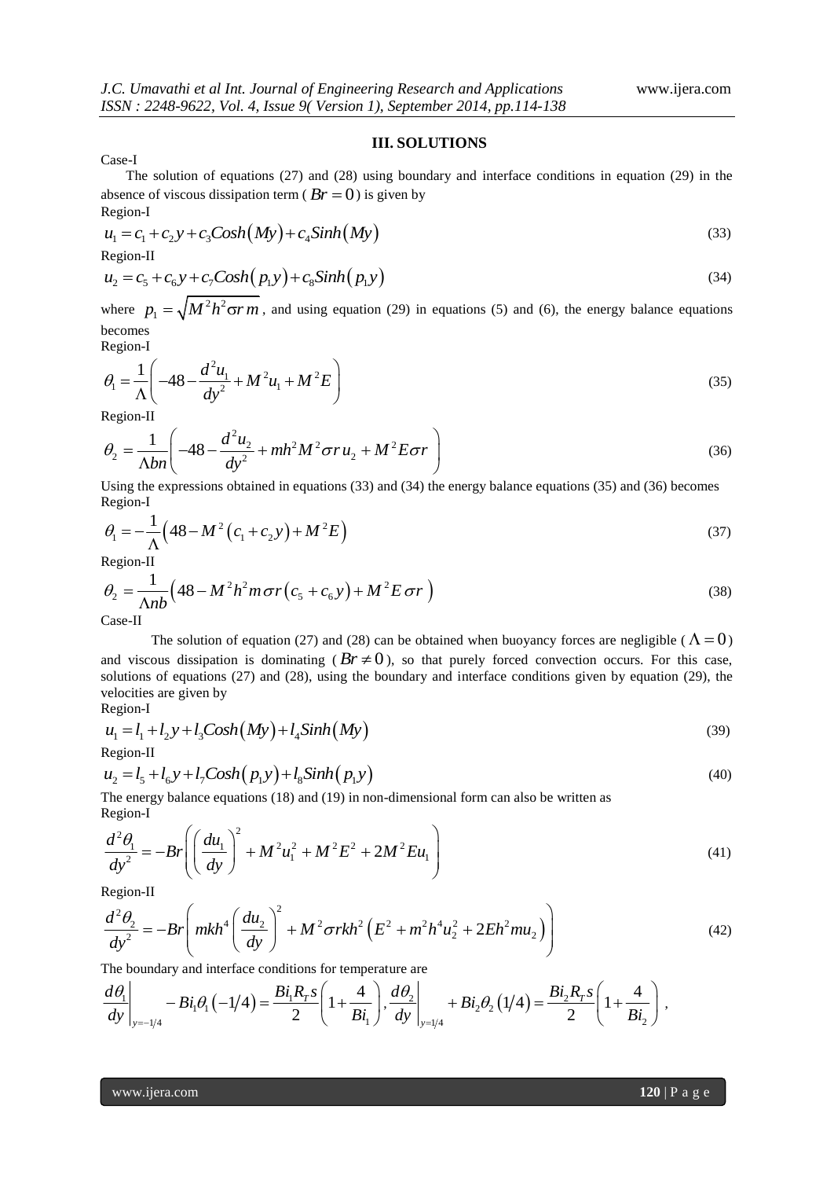### III. SOLUTIONS

Case-I

The solution of equations (27) and (28) using boundary and interface conditions in equation (29) in the absence of viscous dissipation term ( $Br = 0$ ) is given by

Region-I

$$u_1 = c_1 + c_2 y + c_3 Cosh(My) + c_4 Sinh(My) \tag{33}$$

Region-II

$$u_2 = c_5 + c_6 y + c_7 Cosh(p_1 y) + c_8 Sinh(p_1 y) \tag{34}$$

where $p_1 = \sqrt{M^2 h^2 \sigma r\, m}$, and using equation (29) in equations (5) and (6), the energy balance equations becomes

Region-I

$$\theta_1 = \frac{1}{\Lambda}\left(-48 - \frac{d^2 u_1}{dy^2} + M^2 u_1 + M^2 E\right) \tag{35}$$

Region-II

$$\theta_2 = \frac{1}{\Lambda bn}\left(-48 - \frac{d^2 u_2}{dy^2} + mh^2 M^2 \sigma r\, u_2 + M^2 E \sigma r\right) \tag{36}$$

Using the expressions obtained in equations (33) and (34) the energy balance equations (35) and (36) becomes

Region-I

$$\theta_1 = -\frac{1}{\Lambda}\left(48 - M^2\left(c_1 + c_2 y\right) + M^2 E\right) \tag{37}$$

Region-II

$$\theta_2 = \frac{1}{\Lambda nb}\left(48 - M^2 h^2 m \sigma r\left(c_5 + c_6 y\right) + M^2 E \sigma r\right) \tag{38}$$

Case-II

The solution of equation (27) and (28) can be obtained when buoyancy forces are negligible ( $\Lambda = 0$ ) and viscous dissipation is dominating ( $Br \neq 0$ ), so that purely forced convection occurs. For this case, solutions of equations (27) and (28), using the boundary and interface conditions given by equation (29), the velocities are given by

Region-I

$$u_1 = l_1 + l_2 y + l_3 Cosh(My) + l_4 Sinh(My) \tag{39}$$

Region-II

$$u_2 = l_5 + l_6 y + l_7 Cosh(p_1 y) + l_8 Sinh(p_1 y) \tag{40}$$

The energy balance equations (18) and (19) in non-dimensional form can also be written as

Region-I

$$\frac{d^2\theta_1}{dy^2} = -Br\left(\left(\frac{du_1}{dy}\right)^2 + M^2 u_1^2 + M^2 E^2 + 2M^2 E u_1\right) \tag{41}$$

Region-II

$$\frac{d^2\theta_2}{dy^2} = -Br\left(mkh^4\left(\frac{du_2}{dy}\right)^2 + M^2 \sigma r k h^2\left(E^2 + m^2 h^4 u_2^2 + 2Eh^2 m u_2\right)\right) \tag{42}$$

The boundary and interface conditions for temperature are

$$\left.\frac{d\theta_1}{dy}\right|_{y=-1/4} - Bi_1 \theta_1\left(-1/4\right) = \frac{Bi_1 R_T s}{2}\left(1 + \frac{4}{Bi_1}\right), \left.\frac{d\theta_2}{dy}\right|_{y=1/4} + Bi_2 \theta_2\left(1/4\right) = \frac{Bi_2 R_T s}{2}\left(1 + \frac{4}{Bi_2}\right),$$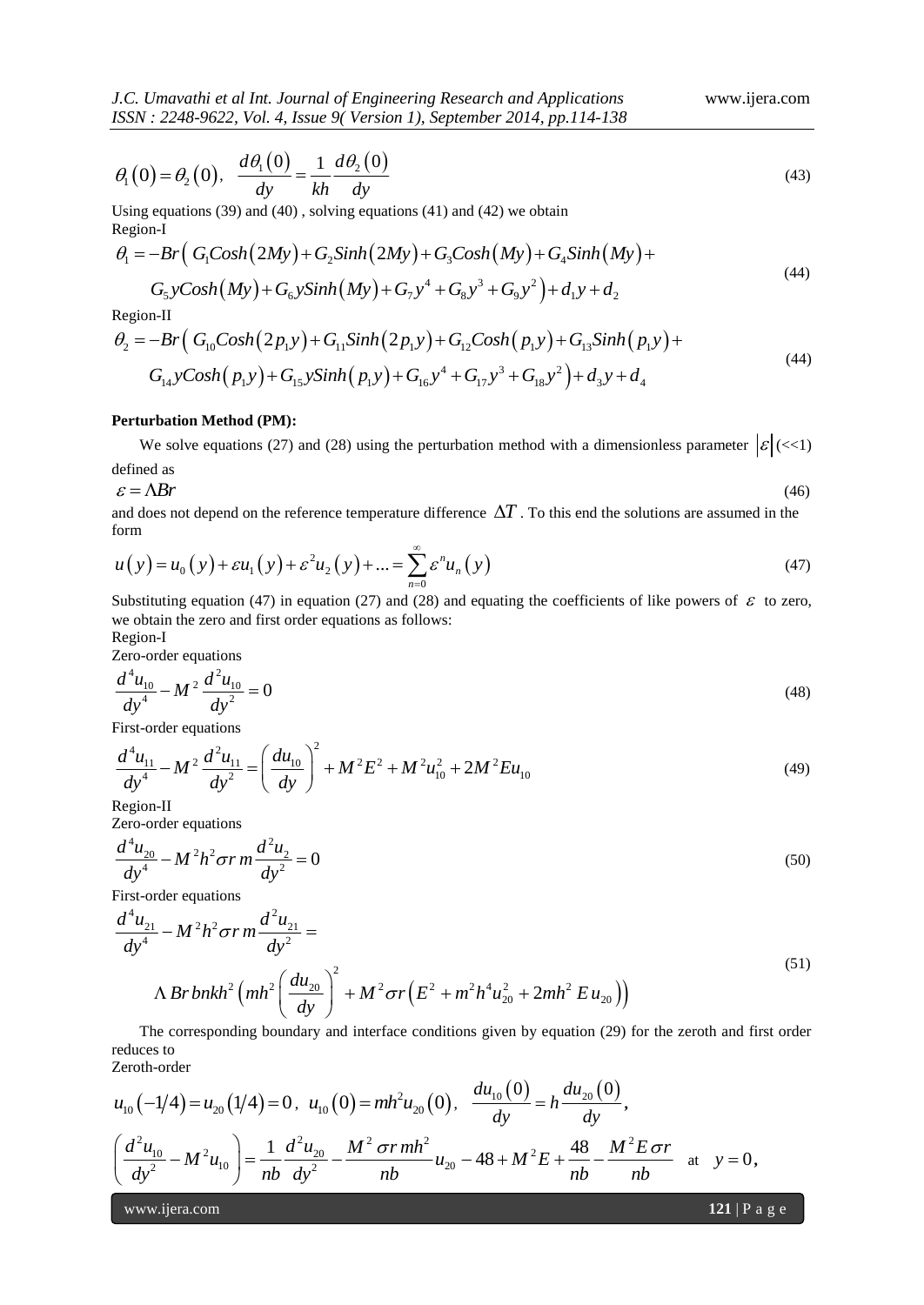$$\theta_1(0) = \theta_2(0), \quad \frac{d\theta_1(0)}{dy} = \frac{1}{kh}\frac{d\theta_2(0)}{dy} \tag{43}$$

Using equations (39) and (40) , solving equations (41) and (42) we obtain

Region-I

$$\theta_1 = -Br\Big( G_1 Cosh(2My) + G_2 Sinh(2My) + G_3 Cosh(My) + G_4 Sinh(My) + G_5 y Cosh(My) + G_6 y Sinh(My) + G_7 y^4 + G_8 y^3 + G_9 y^2 \Big) + d_1 y + d_2 \tag{44}$$

Region-II

$$\theta_2 = -Br\Big( G_{10} Cosh(2p_1 y) + G_{11} Sinh(2p_1 y) + G_{12} Cosh(p_1 y) + G_{13} Sinh(p_1 y) + G_{14} y Cosh(p_1 y) + G_{15} y Sinh(p_1 y) + G_{16} y^4 + G_{17} y^3 + G_{18} y^2 \Big) + d_3 y + d_4 \tag{44}$$

**Perturbation Method (PM):**

We solve equations (27) and (28) using the perturbation method with a dimensionless parameter $|\varepsilon|(<<1)$ defined as

$$\varepsilon = \Lambda Br \tag{46}$$

and does not depend on the reference temperature difference $\Delta T$. To this end the solutions are assumed in the form

$$u(y) = u_0(y) + \varepsilon u_1(y) + \varepsilon^2 u_2(y) + ... = \sum_{n=0}^{\infty} \varepsilon^n u_n(y) \tag{47}$$

Substituting equation (47) in equation (27) and (28) and equating the coefficients of like powers of $\varepsilon$ to zero, we obtain the zero and first order equations as follows:

Region-I

Zero-order equations

$$\frac{d^4 u_{10}}{dy^4} - M^2 \frac{d^2 u_{10}}{dy^2} = 0 \tag{48}$$

First-order equations

$$\frac{d^4 u_{11}}{dy^4} - M^2 \frac{d^2 u_{11}}{dy^2} = \left(\frac{du_{10}}{dy}\right)^2 + M^2 E^2 + M^2 u_{10}^2 + 2M^2 E u_{10} \tag{49}$$

Region-II

Zero-order equations

$$\frac{d^4 u_{20}}{dy^4} - M^2 h^2 \sigma r\, m \frac{d^2 u_2}{dy^2} = 0 \tag{50}$$

First-order equations

$$\frac{d^4 u_{21}}{dy^4} - M^2 h^2 \sigma r\, m \frac{d^2 u_{21}}{dy^2} = \Lambda\, Br\, bnkh^2 \left( mh^2 \left(\frac{du_{20}}{dy}\right)^2 + M^2 \sigma r \left(E^2 + m^2 h^4 u_{20}^2 + 2mh^2\, E\, u_{20}\right)\right) \tag{51}$$

The corresponding boundary and interface conditions given by equation (29) for the zeroth and first order reduces to

Zeroth-order

$$u_{10}(-1/4) = u_{20}(1/4) = 0, \quad u_{10}(0) = mh^2 u_{20}(0), \quad \frac{du_{10}(0)}{dy} = h\frac{du_{20}(0)}{dy},$$

$$\left(\frac{d^2 u_{10}}{dy^2} - M^2 u_{10}\right) = \frac{1}{nb}\frac{d^2 u_{20}}{dy^2} - \frac{M^2\, \sigma r\, mh^2}{nb} u_{20} - 48 + M^2 E + \frac{48}{nb} - \frac{M^2 E \sigma r}{nb} \quad \text{at} \quad y = 0,$$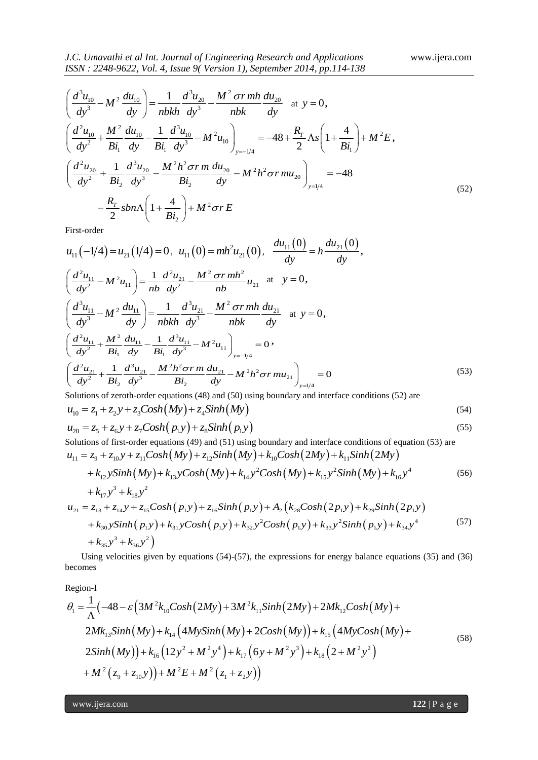$$\left(\frac{d^3u_{10}}{dy^3} - M^2\frac{du_{10}}{dy}\right) = \frac{1}{nbkh}\frac{d^3u_{20}}{dy^3} - \frac{M^2\sigma r\, mh}{nbk}\frac{du_{20}}{dy} \quad \text{at } y=0,$$

$$\left(\frac{d^2u_{10}}{dy^2} + \frac{M^2}{Bi_1}\frac{du_{10}}{dy} - \frac{1}{Bi_1}\frac{d^3u_{10}}{dy^3} - M^2u_{10}\right)_{y=-1/4} = -48 + \frac{R_T}{2}\Lambda s\left(1+\frac{4}{Bi_1}\right) + M^2E,$$

$$\left(\frac{d^2u_{20}}{dy^2} + \frac{1}{Bi_2}\frac{d^3u_{20}}{dy^3} - \frac{M^2h^2\sigma r\, m}{Bi_2}\frac{du_{20}}{dy} - M^2h^2\sigma r\, mu_{20}\right)_{y=1/4} = -48 - \frac{R_T}{2}sbn\Lambda\left(1+\frac{4}{Bi_2}\right) + M^2\sigma r\, E \tag{52}$$

First-order

$$u_{11}(-1/4) = u_{21}(1/4) = 0,\ \ u_{11}(0) = mh^2u_{21}(0),\ \ \frac{du_{11}(0)}{dy} = h\frac{du_{21}(0)}{dy},$$

$$\left(\frac{d^2u_{11}}{dy^2} - M^2u_{11}\right) = \frac{1}{nb}\frac{d^2u_{21}}{dy^2} - \frac{M^2\sigma r\, mh^2}{nb}u_{21} \quad \text{at } y=0,$$

$$\left(\frac{d^3u_{11}}{dy^3} - M^2\frac{du_{11}}{dy}\right) = \frac{1}{nbkh}\frac{d^3u_{21}}{dy^3} - \frac{M^2\sigma r\, mh}{nbk}\frac{du_{21}}{dy} \quad \text{at } y=0,$$

$$\left(\frac{d^2u_{11}}{dy^2} + \frac{M^2}{Bi_1}\frac{du_{11}}{dy} - \frac{1}{Bi_1}\frac{d^3u_{11}}{dy^3} - M^2u_{11}\right)_{y=-1/4} = 0,$$

$$\left(\frac{d^2u_{21}}{dy^2} + \frac{1}{Bi_2}\frac{d^3u_{21}}{dy^3} - \frac{M^2h^2\sigma r\, m}{Bi_2}\frac{du_{21}}{dy} - M^2h^2\sigma r\, mu_{21}\right)_{y=1/4} = 0 \tag{53}$$

Solutions of zeroth-order equations (48) and (50) using boundary and interface conditions (52) are

$$u_{10} = z_1 + z_2y + z_3Cosh(My) + z_4Sinh(My) \tag{54}$$

$$u_{20} = z_5 + z_6y + z_7Cosh(p_1y) + z_8Sinh(p_1y) \tag{55}$$

Solutions of first-order equations (49) and (51) using boundary and interface conditions of equation (53) are

$$u_{11} = z_9 + z_{10}y + z_{11}Cosh(My) + z_{12}Sinh(My) + k_{10}Cosh(2My) + k_{11}Sinh(2My) + k_{12}ySinh(My) + k_{13}yCosh(My) + k_{14}y^2Cosh(My) + k_{15}y^2Sinh(My) + k_{16}y^4 + k_{17}y^3 + k_{18}y^2 \tag{56}$$

$$u_{21} = z_{13} + z_{14}y + z_{15}Cosh(p_1y) + z_{16}Sinh(p_1y) + A_2\big(k_{28}Cosh(2p_1y) + k_{29}Sinh(2p_1y) + k_{30}ySinh(p_1y) + k_{31}yCosh(p_1y) + k_{32}y^2Cosh(p_1y) + k_{33}y^2Sinh(p_1y) + k_{34}y^4 + k_{35}y^3 + k_{36}y^2\big) \tag{57}$$

Using velocities given by equations (54)-(57), the expressions for energy balance equations (35) and (36) becomes

Region-I

$$\theta_1 = \frac{1}{\Lambda}\Big(-48 - \varepsilon\big(3M^2k_{10}Cosh(2My) + 3M^2k_{11}Sinh(2My) + 2Mk_{12}Cosh(My) + 2Mk_{13}Sinh(My) + k_{14}\left(4MySinh(My) + 2Cosh(My)\right) + k_{15}\left(4MyCosh(My) + 2Sinh(My)\right) + k_{16}\left(12y^2 + M^2y^4\right) + k_{17}\left(6y + M^2y^3\right) + k_{18}\left(2 + M^2y^2\right) + M^2\left(z_9 + z_{10}y\right)\big) + M^2E + M^2\left(z_1 + z_2y\right)\Big) \tag{58}$$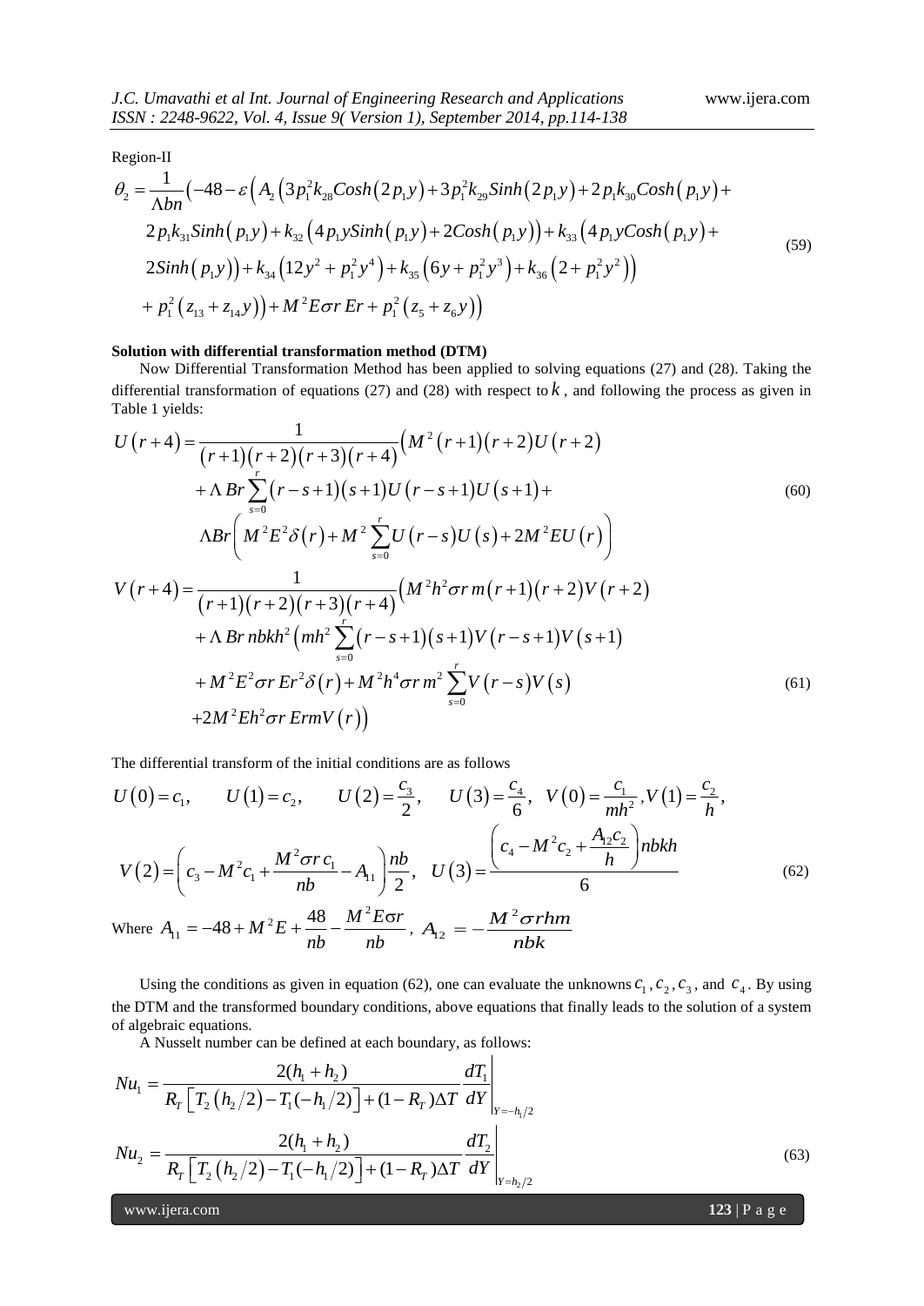Region-II

$$
\theta_2 = \frac{1}{\Lambda bn}\Big(-48 - \varepsilon\Big(A_2\Big(3p_1^2k_{28}Cosh\left(2p_1y\right) + 3p_1^2k_{29}Sinh\left(2p_1y\right) + 2p_1k_{30}Cosh\left(p_1y\right) + 2p_1k_{31}Sinh\left(p_1y\right) + k_{32}\left(4p_1ySinh\left(p_1y\right) + 2Cosh\left(p_1y\right)\right) + k_{33}\left(4p_1yCosh\left(p_1y\right) + 2Sinh\left(p_1y\right)\right) + k_{34}\left(12y^2 + p_1^2y^4\right) + k_{35}\left(6y + p_1^2y^3\right) + k_{36}\left(2 + p_1^2y^2\right)\Big) + p_1^2\left(z_{13} + z_{14}y\right)\Big) + M^2E\sigma r\,Er + p_1^2\left(z_5 + z_6y\right)\Big) \tag{59}
$$

**Solution with differential transformation method (DTM)**

Now Differential Transformation Method has been applied to solving equations (27) and (28). Taking the differential transformation of equations (27) and (28) with respect to $k$, and following the process as given in Table 1 yields:

$$
U\left(r+4\right) = \frac{1}{\left(r+1\right)\left(r+2\right)\left(r+3\right)\left(r+4\right)}\Big(M^2\left(r+1\right)\left(r+2\right)U\left(r+2\right) + \Lambda\,Br\sum_{s=0}^{r}\left(r-s+1\right)\left(s+1\right)U\left(r-s+1\right)U\left(s+1\right) + \Lambda Br\left(M^2E^2\delta\left(r\right) + M^2\sum_{s=0}^{r}U\left(r-s\right)U\left(s\right) + 2M^2EU\left(r\right)\right)\Big) \tag{60}
$$

$$
V\left(r+4\right) = \frac{1}{\left(r+1\right)\left(r+2\right)\left(r+3\right)\left(r+4\right)}\Big(M^2h^2\sigma r\,m\left(r+1\right)\left(r+2\right)V\left(r+2\right) + \Lambda\,Br\,nbkh^2\Big(mh^2\sum_{s=0}^{r}\left(r-s+1\right)\left(s+1\right)V\left(r-s+1\right)V\left(s+1\right) + M^2E^2\sigma r\,Er^2\delta\left(r\right) + M^2h^4\sigma r\,m^2\sum_{s=0}^{r}V\left(r-s\right)V\left(s\right) + 2M^2Eh^2\sigma r\,ErmV\left(r\right)\Big) \tag{61}
$$

The differential transform of the initial conditions are as follows

$$
U\left(0\right) = c_1, \quad U\left(1\right) = c_2, \quad U\left(2\right) = \frac{c_3}{2}, \quad U\left(3\right) = \frac{c_4}{6}, \quad V\left(0\right) = \frac{c_1}{mh^2}, V\left(1\right) = \frac{c_2}{h},
$$

$$
V\left(2\right) = \left(c_3 - M^2c_1 + \frac{M^2\sigma r\,c_1}{nb} - A_{11}\right)\frac{nb}{2}, \quad U\left(3\right) = \frac{\left(c_4 - M^2c_2 + \dfrac{A_{12}c_2}{h}\right)nbkh}{6} \tag{62}
$$

Where $A_{11} = -48 + M^2E + \dfrac{48}{nb} - \dfrac{M^2E\sigma r}{nb}$, $A_{12} = -\dfrac{M^2\sigma rhm}{nbk}$

Using the conditions as given in equation (62), one can evaluate the unknowns $c_1$, $c_2$, $c_3$, and $c_4$. By using the DTM and the transformed boundary conditions, above equations that finally leads to the solution of a system of algebraic equations.

A Nusselt number can be defined at each boundary, as follows:

$$
Nu_1 = \frac{2(h_1 + h_2)}{R_T\left[T_2\left(h_2/2\right) - T_1(-h_1/2)\right] + (1 - R_T)\Delta T}\left.\frac{dT_1}{dY}\right|_{Y=-h_1/2}
$$

$$
Nu_2 = \frac{2(h_1 + h_2)}{R_T\left[T_2\left(h_2/2\right) - T_1(-h_1/2)\right] + (1 - R_T)\Delta T}\left.\frac{dT_2}{dY}\right|_{Y=h_2/2} \tag{63}
$$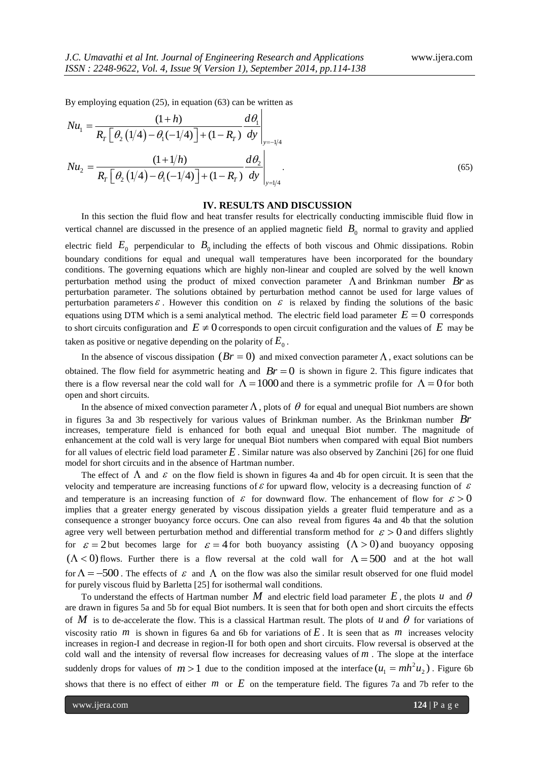By employing equation (25), in equation (63) can be written as

$$
Nu_1 = \frac{(1+h)}{R_T\left[\theta_2\left(1/4\right)-\theta_1(-1/4)\right]+(1-R_T)}\left.\frac{d\theta_1}{dy}\right|_{y=-1/4}
$$

$$
Nu_2 = \frac{(1+1/h)}{R_T\left[\theta_2\left(1/4\right)-\theta_1(-1/4)\right]+(1-R_T)}\left.\frac{d\theta_2}{dy}\right|_{y=1/4}. \tag{65}
$$

## IV. RESULTS AND DISCUSSION

In this section the fluid flow and heat transfer results for electrically conducting immiscible fluid flow in vertical channel are discussed in the presence of an applied magnetic field $B_0$ normal to gravity and applied electric field $E_0$ perpendicular to $B_0$ including the effects of both viscous and Ohmic dissipations. Robin boundary conditions for equal and unequal wall temperatures have been incorporated for the boundary conditions. The governing equations which are highly non-linear and coupled are solved by the well known perturbation method using the product of mixed convection parameter $\Lambda$ and Brinkman number $Br$ as perturbation parameter. The solutions obtained by perturbation method cannot be used for large values of perturbation parameters $\varepsilon$. However this condition on $\varepsilon$ is relaxed by finding the solutions of the basic equations using DTM which is a semi analytical method. The electric field load parameter $E=0$ corresponds to short circuits configuration and $E \neq 0$ corresponds to open circuit configuration and the values of $E$ may be taken as positive or negative depending on the polarity of $E_0$.

In the absence of viscous dissipation $(Br=0)$ and mixed convection parameter $\Lambda$, exact solutions can be obtained. The flow field for asymmetric heating and $Br=0$ is shown in figure 2. This figure indicates that there is a flow reversal near the cold wall for $\Lambda=1000$ and there is a symmetric profile for $\Lambda=0$ for both open and short circuits.

In the absence of mixed convection parameter $\Lambda$, plots of $\theta$ for equal and unequal Biot numbers are shown in figures 3a and 3b respectively for various values of Brinkman number. As the Brinkman number $Br$ increases, temperature field is enhanced for both equal and unequal Biot number. The magnitude of enhancement at the cold wall is very large for unequal Biot numbers when compared with equal Biot numbers for all values of electric field load parameter $E$. Similar nature was also observed by Zanchini [26] for one fluid model for short circuits and in the absence of Hartman number.

The effect of $\Lambda$ and $\varepsilon$ on the flow field is shown in figures 4a and 4b for open circuit. It is seen that the velocity and temperature are increasing functions of $\varepsilon$ for upward flow, velocity is a decreasing function of $\varepsilon$ and temperature is an increasing function of $\varepsilon$ for downward flow. The enhancement of flow for $\varepsilon>0$ implies that a greater energy generated by viscous dissipation yields a greater fluid temperature and as a consequence a stronger buoyancy force occurs. One can also reveal from figures 4a and 4b that the solution agree very well between perturbation method and differential transform method for $\varepsilon>0$ and differs slightly for $\varepsilon=2$ but becomes large for $\varepsilon=4$ for both buoyancy assisting $(\Lambda>0)$ and buoyancy opposing $(\Lambda<0)$ flows. Further there is a flow reversal at the cold wall for $\Lambda=500$ and at the hot wall for $\Lambda=-500$. The effects of $\varepsilon$ and $\Lambda$ on the flow was also the similar result observed for one fluid model for purely viscous fluid by Barletta [25] for isothermal wall conditions.

To understand the effects of Hartman number $M$ and electric field load parameter $E$, the plots $u$ and $\theta$ are drawn in figures 5a and 5b for equal Biot numbers. It is seen that for both open and short circuits the effects of $M$ is to de-accelerate the flow. This is a classical Hartman result. The plots of $u$ and $\theta$ for variations of viscosity ratio $m$ is shown in figures 6a and 6b for variations of $E$. It is seen that as $m$ increases velocity increases in region-I and decrease in region-II for both open and short circuits. Flow reversal is observed at the cold wall and the intensity of reversal flow increases for decreasing values of $m$. The slope at the interface suddenly drops for values of $m>1$ due to the condition imposed at the interface $(u_1 = mh^2u_2)$. Figure 6b shows that there is no effect of either $m$ or $E$ on the temperature field. The figures 7a and 7b refer to the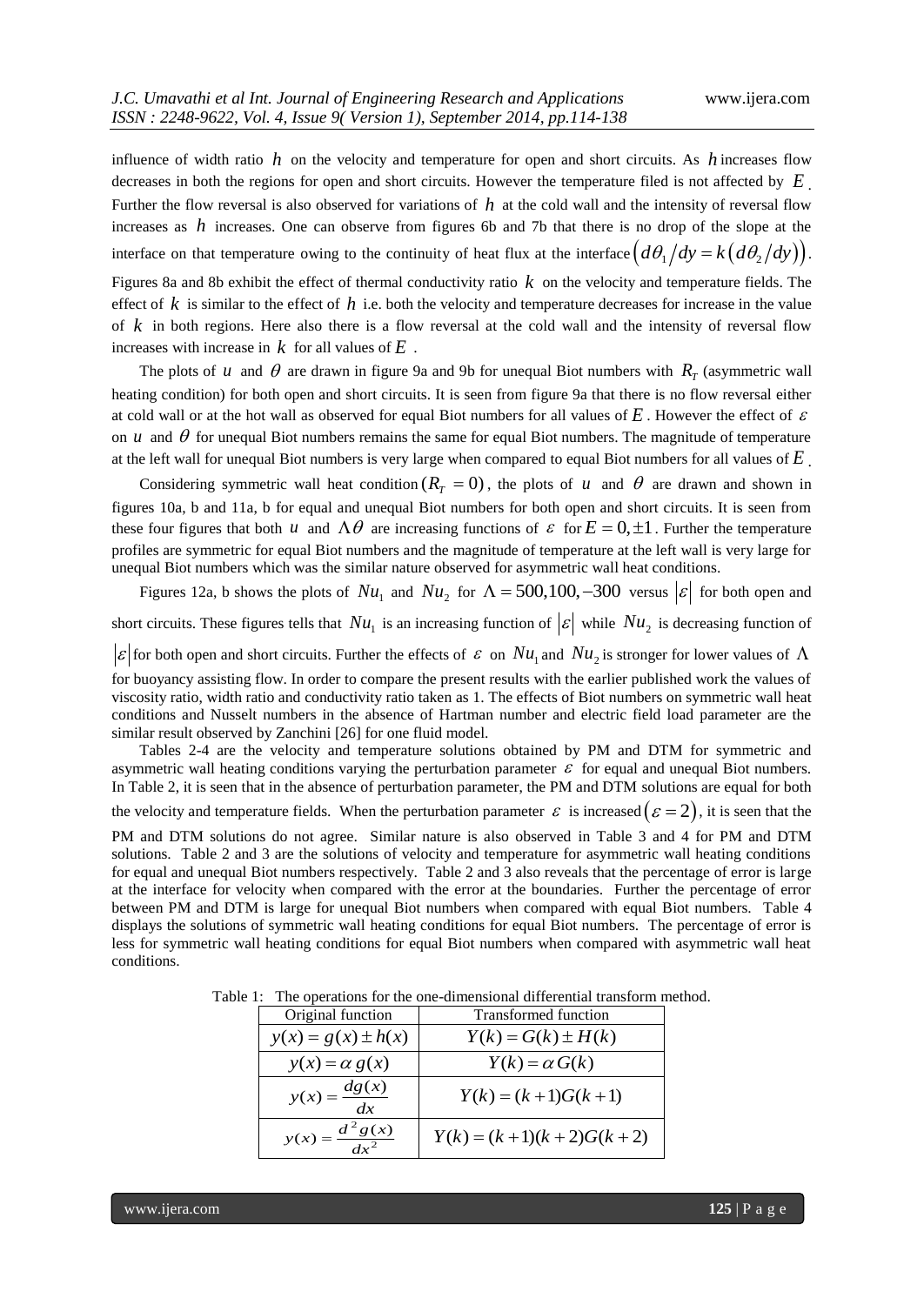influence of width ratio $h$ on the velocity and temperature for open and short circuits. As $h$ increases flow decreases in both the regions for open and short circuits. However the temperature filed is not affected by $E$. Further the flow reversal is also observed for variations of $h$ at the cold wall and the intensity of reversal flow increases as $h$ increases. One can observe from figures 6b and 7b that there is no drop of the slope at the interface on that temperature owing to the continuity of heat flux at the interface $\left( d\theta_1/dy = k\left( d\theta_2/dy \right) \right)$. Figures 8a and 8b exhibit the effect of thermal conductivity ratio $k$ on the velocity and temperature fields. The effect of $k$ is similar to the effect of $h$ i.e. both the velocity and temperature decreases for increase in the value of $k$ in both regions. Here also there is a flow reversal at the cold wall and the intensity of reversal flow increases with increase in $k$ for all values of $E$.

The plots of $u$ and $\theta$ are drawn in figure 9a and 9b for unequal Biot numbers with $R_T$ (asymmetric wall heating condition) for both open and short circuits. It is seen from figure 9a that there is no flow reversal either at cold wall or at the hot wall as observed for equal Biot numbers for all values of $E$. However the effect of $\varepsilon$ on $u$ and $\theta$ for unequal Biot numbers remains the same for equal Biot numbers. The magnitude of temperature at the left wall for unequal Biot numbers is very large when compared to equal Biot numbers for all values of $E$.

Considering symmetric wall heat condition $(R_T = 0)$, the plots of $u$ and $\theta$ are drawn and shown in figures 10a, b and 11a, b for equal and unequal Biot numbers for both open and short circuits. It is seen from these four figures that both $u$ and $\Lambda\theta$ are increasing functions of $\varepsilon$ for $E = 0, \pm 1$. Further the temperature profiles are symmetric for equal Biot numbers and the magnitude of temperature at the left wall is very large for unequal Biot numbers which was the similar nature observed for asymmetric wall heat conditions.

Figures 12a, b shows the plots of $Nu_1$ and $Nu_2$ for $\Lambda = 500, 100, -300$ versus $|\varepsilon|$ for both open and short circuits. These figures tells that $Nu_1$ is an increasing function of $|\varepsilon|$ while $Nu_2$ is decreasing function of $|\varepsilon|$ for both open and short circuits. Further the effects of $\varepsilon$ on $Nu_1$ and $Nu_2$ is stronger for lower values of $\Lambda$ for buoyancy assisting flow. In order to compare the present results with the earlier published work the values of viscosity ratio, width ratio and conductivity ratio taken as 1. The effects of Biot numbers on symmetric wall heat conditions and Nusselt numbers in the absence of Hartman number and electric field load parameter are the similar result observed by Zanchini [26] for one fluid model.

Tables 2-4 are the velocity and temperature solutions obtained by PM and DTM for symmetric and asymmetric wall heating conditions varying the perturbation parameter $\varepsilon$ for equal and unequal Biot numbers. In Table 2, it is seen that in the absence of perturbation parameter, the PM and DTM solutions are equal for both the velocity and temperature fields. When the perturbation parameter $\varepsilon$ is increased $(\varepsilon = 2)$, it is seen that the PM and DTM solutions do not agree. Similar nature is also observed in Table 3 and 4 for PM and DTM solutions. Table 2 and 3 are the solutions of velocity and temperature for asymmetric wall heating conditions for equal and unequal Biot numbers respectively. Table 2 and 3 also reveals that the percentage of error is large at the interface for velocity when compared with the error at the boundaries. Further the percentage of error between PM and DTM is large for unequal Biot numbers when compared with equal Biot numbers. Table 4 displays the solutions of symmetric wall heating conditions for equal Biot numbers. The percentage of error is less for symmetric wall heating conditions for equal Biot numbers when compared with asymmetric wall heat conditions.

Table 1: The operations for the one-dimensional differential transform method.

| Original function | Transformed function |
|---|---|
| $y(x) = g(x) \pm h(x)$ | $Y(k) = G(k) \pm H(k)$ |
| $y(x) = \alpha\, g(x)$ | $Y(k) = \alpha\, G(k)$ |
| $y(x) = \dfrac{dg(x)}{dx}$ | $Y(k) = (k+1)G(k+1)$ |
| $y(x) = \dfrac{d^2 g(x)}{dx^2}$ | $Y(k) = (k+1)(k+2)G(k+2)$ |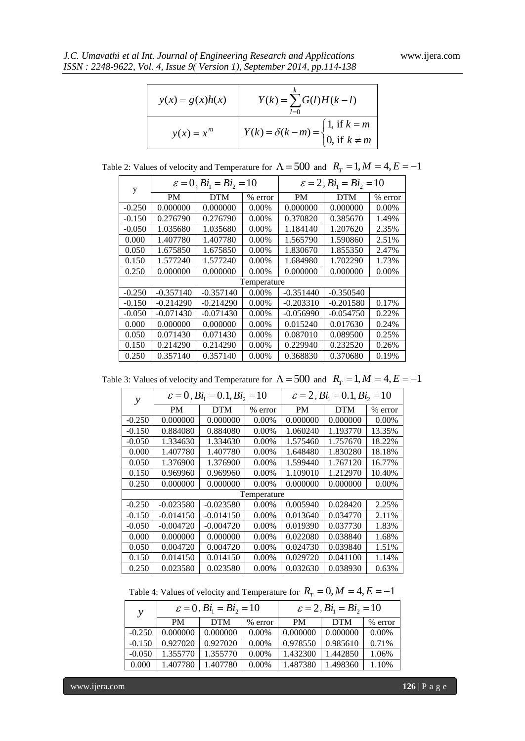| | |
|---|---|
| $y(x) = g(x)h(x)$ | $Y(k) = \sum_{l=0}^{k} G(l)H(k-l)$ |
| $y(x) = x^m$ | $Y(k) = \delta(k-m) = \begin{cases} 1, \text{ if } k = m \\ 0, \text{ if } k \neq m \end{cases}$ |

Table 2: Values of velocity and Temperature for $\Lambda = 500$ and $R_T = 1, M = 4, E = -1$

| y | $\varepsilon = 0, Bi_1 = Bi_2 = 10$ | | | $\varepsilon = 2, Bi_1 = Bi_2 = 10$ | | |
|---|---|---|---|---|---|---|
| | PM | DTM | % error | PM | DTM | % error |
| -0.250 | 0.000000 | 0.000000 | 0.00% | 0.000000 | 0.000000 | 0.00% |
| -0.150 | 0.276790 | 0.276790 | 0.00% | 0.370820 | 0.385670 | 1.49% |
| -0.050 | 1.035680 | 1.035680 | 0.00% | 1.184140 | 1.207620 | 2.35% |
| 0.000 | 1.407780 | 1.407780 | 0.00% | 1.565790 | 1.590860 | 2.51% |
| 0.050 | 1.675850 | 1.675850 | 0.00% | 1.830670 | 1.855350 | 2.47% |
| 0.150 | 1.577240 | 1.577240 | 0.00% | 1.684980 | 1.702290 | 1.73% |
| 0.250 | 0.000000 | 0.000000 | 0.00% | 0.000000 | 0.000000 | 0.00% |
| Temperature | | | | | | |
| -0.250 | -0.357140 | -0.357140 | 0.00% | -0.351440 | -0.350540 | |
| -0.150 | -0.214290 | -0.214290 | 0.00% | -0.203310 | -0.201580 | 0.17% |
| -0.050 | -0.071430 | -0.071430 | 0.00% | -0.056990 | -0.054750 | 0.22% |
| 0.000 | 0.000000 | 0.000000 | 0.00% | 0.015240 | 0.017630 | 0.24% |
| 0.050 | 0.071430 | 0.071430 | 0.00% | 0.087010 | 0.089500 | 0.25% |
| 0.150 | 0.214290 | 0.214290 | 0.00% | 0.229940 | 0.232520 | 0.26% |
| 0.250 | 0.357140 | 0.357140 | 0.00% | 0.368830 | 0.370680 | 0.19% |

Table 3: Values of velocity and Temperature for $\Lambda = 500$ and $R_T = 1, M = 4, E = -1$

| $y$ | $\varepsilon = 0, Bi_1 = 0.1, Bi_2 = 10$ | | | $\varepsilon = 2, Bi_1 = 0.1, Bi_2 = 10$ | | |
|---|---|---|---|---|---|---|
| | PM | DTM | % error | PM | DTM | % error |
| -0.250 | 0.000000 | 0.000000 | 0.00% | 0.000000 | 0.000000 | 0.00% |
| -0.150 | 0.884080 | 0.884080 | 0.00% | 1.060240 | 1.193770 | 13.35% |
| -0.050 | 1.334630 | 1.334630 | 0.00% | 1.575460 | 1.757670 | 18.22% |
| 0.000 | 1.407780 | 1.407780 | 0.00% | 1.648480 | 1.830280 | 18.18% |
| 0.050 | 1.376900 | 1.376900 | 0.00% | 1.599440 | 1.767120 | 16.77% |
| 0.150 | 0.969960 | 0.969960 | 0.00% | 1.109010 | 1.212970 | 10.40% |
| 0.250 | 0.000000 | 0.000000 | 0.00% | 0.000000 | 0.000000 | 0.00% |
| Temperature | | | | | | |
| -0.250 | -0.023580 | -0.023580 | 0.00% | 0.005940 | 0.028420 | 2.25% |
| -0.150 | -0.014150 | -0.014150 | 0.00% | 0.013640 | 0.034770 | 2.11% |
| -0.050 | -0.004720 | -0.004720 | 0.00% | 0.019390 | 0.037730 | 1.83% |
| 0.000 | 0.000000 | 0.000000 | 0.00% | 0.022080 | 0.038840 | 1.68% |
| 0.050 | 0.004720 | 0.004720 | 0.00% | 0.024730 | 0.039840 | 1.51% |
| 0.150 | 0.014150 | 0.014150 | 0.00% | 0.029720 | 0.041100 | 1.14% |
| 0.250 | 0.023580 | 0.023580 | 0.00% | 0.032630 | 0.038930 | 0.63% |

Table 4: Values of velocity and Temperature for $R_T = 0, M = 4, E = -1$

| $y$ | $\varepsilon = 0, Bi_1 = Bi_2 = 10$ | | | $\varepsilon = 2, Bi_1 = Bi_2 = 10$ | | |
|---|---|---|---|---|---|---|
| | PM | DTM | % error | PM | DTM | % error |
| -0.250 | 0.000000 | 0.000000 | 0.00% | 0.000000 | 0.000000 | 0.00% |
| -0.150 | 0.927020 | 0.927020 | 0.00% | 0.978550 | 0.985610 | 0.71% |
| -0.050 | 1.355770 | 1.355770 | 0.00% | 1.432300 | 1.442850 | 1.06% |
| 0.000 | 1.407780 | 1.407780 | 0.00% | 1.487380 | 1.498360 | 1.10% |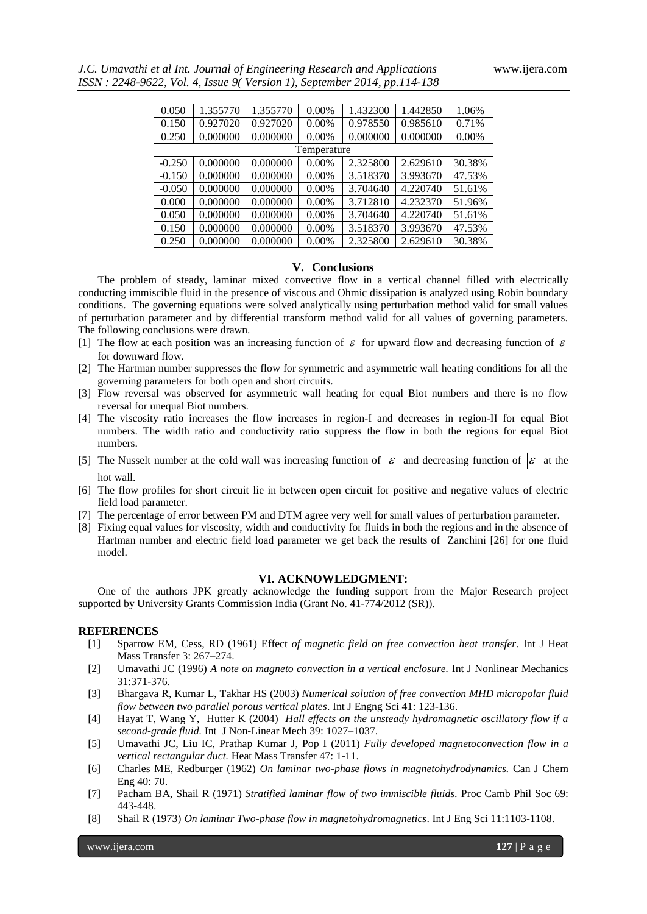| 0.050 | 1.355770 | 1.355770 | 0.00% | 1.432300 | 1.442850 | 1.06% |
|---|---|---|---|---|---|---|
| 0.150 | 0.927020 | 0.927020 | 0.00% | 0.978550 | 0.985610 | 0.71% |
| 0.250 | 0.000000 | 0.000000 | 0.00% | 0.000000 | 0.000000 | 0.00% |
| Temperature | | | | | | |
| -0.250 | 0.000000 | 0.000000 | 0.00% | 2.325800 | 2.629610 | 30.38% |
| -0.150 | 0.000000 | 0.000000 | 0.00% | 3.518370 | 3.993670 | 47.53% |
| -0.050 | 0.000000 | 0.000000 | 0.00% | 3.704640 | 4.220740 | 51.61% |
| 0.000 | 0.000000 | 0.000000 | 0.00% | 3.712810 | 4.232370 | 51.96% |
| 0.050 | 0.000000 | 0.000000 | 0.00% | 3.704640 | 4.220740 | 51.61% |
| 0.150 | 0.000000 | 0.000000 | 0.00% | 3.518370 | 3.993670 | 47.53% |
| 0.250 | 0.000000 | 0.000000 | 0.00% | 2.325800 | 2.629610 | 30.38% |

## V. Conclusions

The problem of steady, laminar mixed convective flow in a vertical channel filled with electrically conducting immiscible fluid in the presence of viscous and Ohmic dissipation is analyzed using Robin boundary conditions. The governing equations were solved analytically using perturbation method valid for small values of perturbation parameter and by differential transform method valid for all values of governing parameters. The following conclusions were drawn.

[1] The flow at each position was an increasing function of $\varepsilon$ for upward flow and decreasing function of $\varepsilon$ for downward flow.

[2] The Hartman number suppresses the flow for symmetric and asymmetric wall heating conditions for all the governing parameters for both open and short circuits.

[3] Flow reversal was observed for asymmetric wall heating for equal Biot numbers and there is no flow reversal for unequal Biot numbers.

[4] The viscosity ratio increases the flow increases in region-I and decreases in region-II for equal Biot numbers. The width ratio and conductivity ratio suppress the flow in both the regions for equal Biot numbers.

[5] The Nusselt number at the cold wall was increasing function of $|\varepsilon|$ and decreasing function of $|\varepsilon|$ at the hot wall.

[6] The flow profiles for short circuit lie in between open circuit for positive and negative values of electric field load parameter.

[7] The percentage of error between PM and DTM agree very well for small values of perturbation parameter.

[8] Fixing equal values for viscosity, width and conductivity for fluids in both the regions and in the absence of Hartman number and electric field load parameter we get back the results of Zanchini [26] for one fluid model.

## VI. ACKNOWLEDGMENT:

One of the authors JPK greatly acknowledge the funding support from the Major Research project supported by University Grants Commission India (Grant No. 41-774/2012 (SR)).

## REFERENCES

[1] Sparrow EM, Cess, RD (1961) Effect *of magnetic field on free convection heat transfer*. Int J Heat Mass Transfer 3: 267–274.

[2] Umavathi JC (1996) *A note on magneto convection in a vertical enclosure.* Int J Nonlinear Mechanics 31:371-376.

[3] Bhargava R, Kumar L, Takhar HS (2003) *Numerical solution of free convection MHD micropolar fluid flow between two parallel porous vertical plates*. Int J Engng Sci 41: 123-136.

[4] Hayat T, Wang Y, Hutter K (2004) *Hall effects on the unsteady hydromagnetic oscillatory flow if a second-grade fluid.* Int J Non-Linear Mech 39: 1027–1037.

[5] Umavathi JC, Liu IC, Prathap Kumar J, Pop I (2011) *Fully developed magnetoconvection flow in a vertical rectangular duct.* Heat Mass Transfer 47: 1-11.

[6] Charles ME, Redburger (1962) *On laminar two-phase flows in magnetohydrodynamics.* Can J Chem Eng 40: 70.

[7] Pacham BA, Shail R (1971) *Stratified laminar flow of two immiscible fluids.* Proc Camb Phil Soc 69: 443-448.

[8] Shail R (1973) *On laminar Two-phase flow in magnetohydromagnetics*. Int J Eng Sci 11:1103-1108.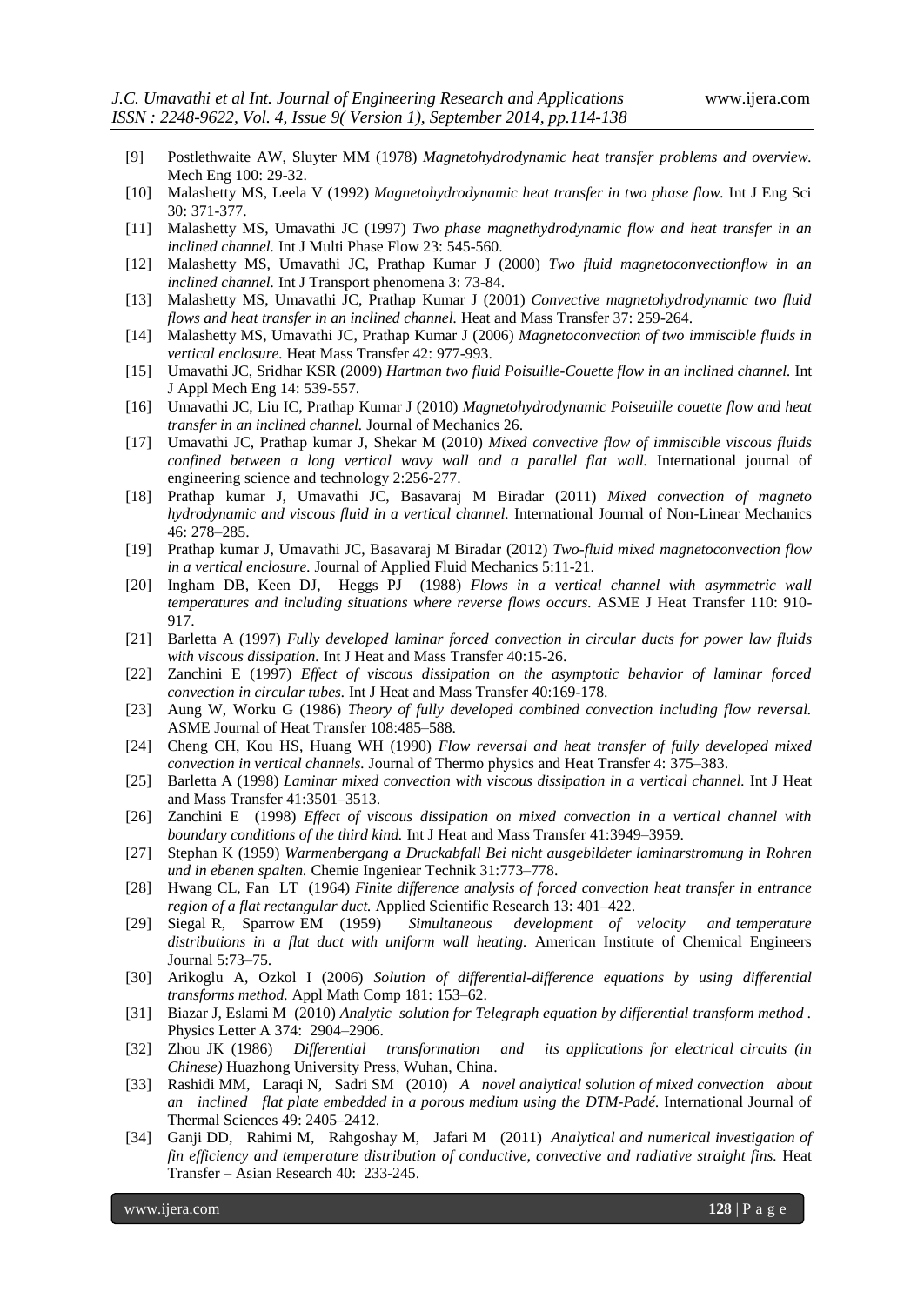[9] Postlethwaite AW, Sluyter MM (1978) *Magnetohydrodynamic heat transfer problems and overview.* Mech Eng 100: 29-32.

[10] Malashetty MS, Leela V (1992) *Magnetohydrodynamic heat transfer in two phase flow.* Int J Eng Sci 30: 371-377.

[11] Malashetty MS, Umavathi JC (1997) *Two phase magnethydrodynamic flow and heat transfer in an inclined channel.* Int J Multi Phase Flow 23: 545-560.

[12] Malashetty MS, Umavathi JC, Prathap Kumar J (2000) *Two fluid magnetoconvectionflow in an inclined channel.* Int J Transport phenomena 3: 73-84.

[13] Malashetty MS, Umavathi JC, Prathap Kumar J (2001) *Convective magnetohydrodynamic two fluid flows and heat transfer in an inclined channel.* Heat and Mass Transfer 37: 259-264.

[14] Malashetty MS, Umavathi JC, Prathap Kumar J (2006) *Magnetoconvection of two immiscible fluids in vertical enclosure.* Heat Mass Transfer 42: 977-993.

[15] Umavathi JC, Sridhar KSR (2009) *Hartman two fluid Poisuille-Couette flow in an inclined channel.* Int J Appl Mech Eng 14: 539-557.

[16] Umavathi JC, Liu IC, Prathap Kumar J (2010) *Magnetohydrodynamic Poiseuille couette flow and heat transfer in an inclined channel.* Journal of Mechanics 26.

[17] Umavathi JC, Prathap kumar J, Shekar M (2010) *Mixed convective flow of immiscible viscous fluids confined between a long vertical wavy wall and a parallel flat wall.* International journal of engineering science and technology 2:256-277.

[18] Prathap kumar J, Umavathi JC, Basavaraj M Biradar (2011) *Mixed convection of magneto hydrodynamic and viscous fluid in a vertical channel.* International Journal of Non-Linear Mechanics 46: 278–285.

[19] Prathap kumar J, Umavathi JC, Basavaraj M Biradar (2012) *Two-fluid mixed magnetoconvection flow in a vertical enclosure.* Journal of Applied Fluid Mechanics 5:11-21.

[20] Ingham DB, Keen DJ, Heggs PJ (1988) *Flows in a vertical channel with asymmetric wall temperatures and including situations where reverse flows occurs.* ASME J Heat Transfer 110: 910-917.

[21] Barletta A (1997) *Fully developed laminar forced convection in circular ducts for power law fluids with viscous dissipation.* Int J Heat and Mass Transfer 40:15-26.

[22] Zanchini E (1997) *Effect of viscous dissipation on the asymptotic behavior of laminar forced convection in circular tubes.* Int J Heat and Mass Transfer 40:169-178.

[23] Aung W, Worku G (1986) *Theory of fully developed combined convection including flow reversal.* ASME Journal of Heat Transfer 108:485–588.

[24] Cheng CH, Kou HS, Huang WH (1990) *Flow reversal and heat transfer of fully developed mixed convection in vertical channels.* Journal of Thermo physics and Heat Transfer 4: 375–383.

[25] Barletta A (1998) *Laminar mixed convection with viscous dissipation in a vertical channel.* Int J Heat and Mass Transfer 41:3501–3513.

[26] Zanchini E (1998) *Effect of viscous dissipation on mixed convection in a vertical channel with boundary conditions of the third kind.* Int J Heat and Mass Transfer 41:3949–3959.

[27] Stephan K (1959) *Warmenbergang a Druckabfall Bei nicht ausgebildeter laminarstromung in Rohren und in ebenen spalten.* Chemie Ingeniear Technik 31:773–778.

[28] Hwang CL, Fan LT (1964) *Finite difference analysis of forced convection heat transfer in entrance region of a flat rectangular duct.* Applied Scientific Research 13: 401–422.

[29] Siegal R, Sparrow EM (1959) *Simultaneous development of velocity and temperature distributions in a flat duct with uniform wall heating.* American Institute of Chemical Engineers Journal 5:73–75.

[30] Arikoglu A, Ozkol I (2006) *Solution of differential-difference equations by using differential transforms method.* Appl Math Comp 181: 153–62.

[31] Biazar J, Eslami M (2010) *Analytic solution for Telegraph equation by differential transform method .* Physics Letter A 374: 2904–2906.

[32] Zhou JK (1986) *Differential transformation and its applications for electrical circuits (in Chinese)* Huazhong University Press, Wuhan, China.

[33] Rashidi MM, Laraqi N, Sadri SM (2010) *A novel analytical solution of mixed convection about an inclined flat plate embedded in a porous medium using the DTM-Padé.* International Journal of Thermal Sciences 49: 2405–2412.

[34] Ganji DD, Rahimi M, Rahgoshay M, Jafari M (2011) *Analytical and numerical investigation of fin efficiency and temperature distribution of conductive, convective and radiative straight fins.* Heat Transfer – Asian Research 40: 233-245.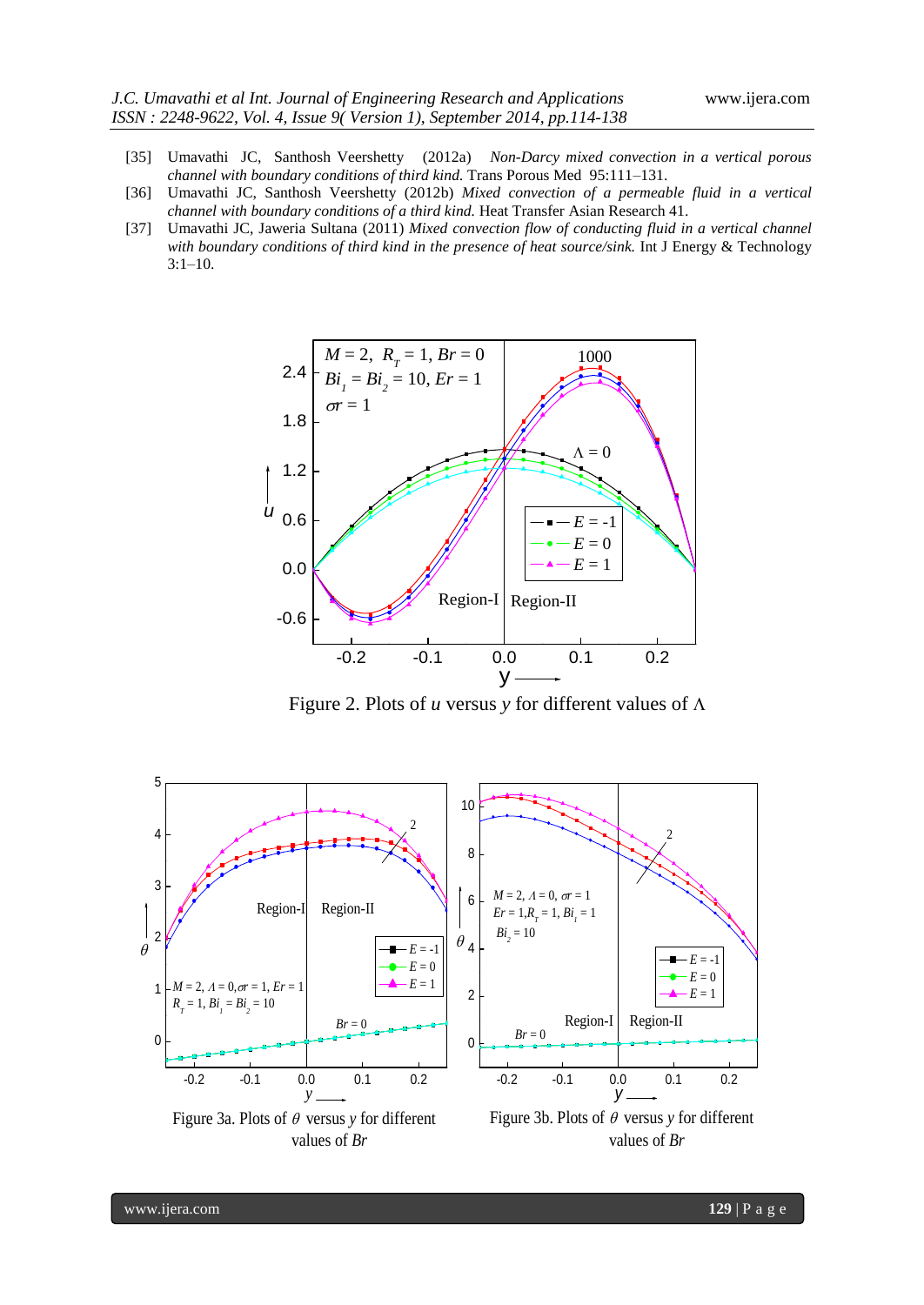[35] Umavathi JC, Santhosh Veershetty (2012a) *Non-Darcy mixed convection in a vertical porous channel with boundary conditions of third kind.* Trans Porous Med 95:111–131.

[36] Umavathi JC, Santhosh Veershetty (2012b) *Mixed convection of a permeable fluid in a vertical channel with boundary conditions of a third kind.* Heat Transfer Asian Research 41.

[37] Umavathi JC, Jaweria Sultana (2011) *Mixed convection flow of conducting fluid in a vertical channel with boundary conditions of third kind in the presence of heat source/sink.* Int J Energy & Technology 3:1–10.

Figure 2. Plots of $u$ versus $y$ for different values of $\Lambda$

Figure 3a. Plots of $\theta$ versus $y$ for different values of $Br$

Figure 3b. Plots of $\theta$ versus $y$ for different values of $Br$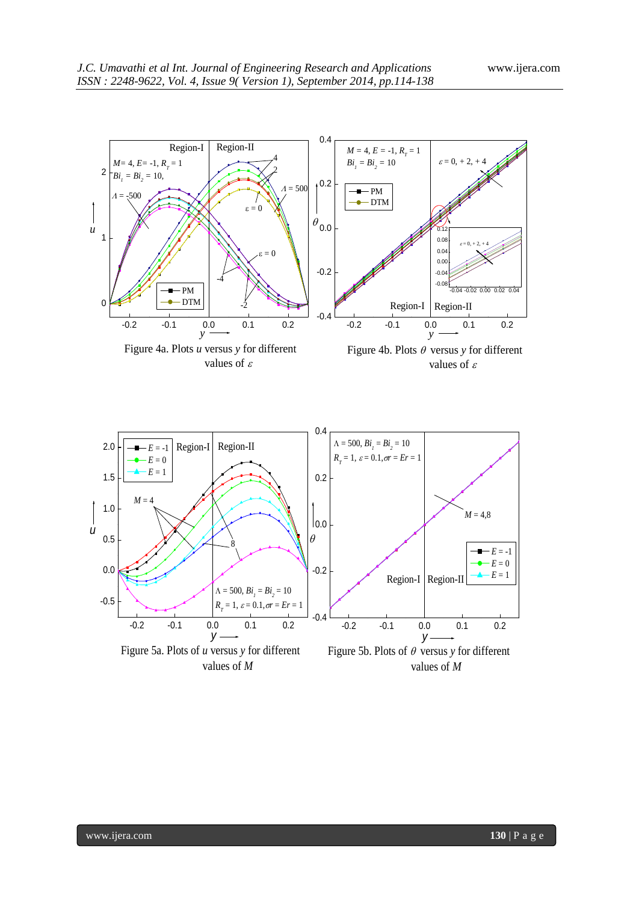Figure 4a. Plots $u$ versus $y$ for different values of $\varepsilon$

Figure 4b. Plots $\theta$ versus $y$ for different values of $\varepsilon$

Figure 5a. Plots of $u$ versus $y$ for different values of $M$

Figure 5b. Plots of $\theta$ versus $y$ for different values of $M$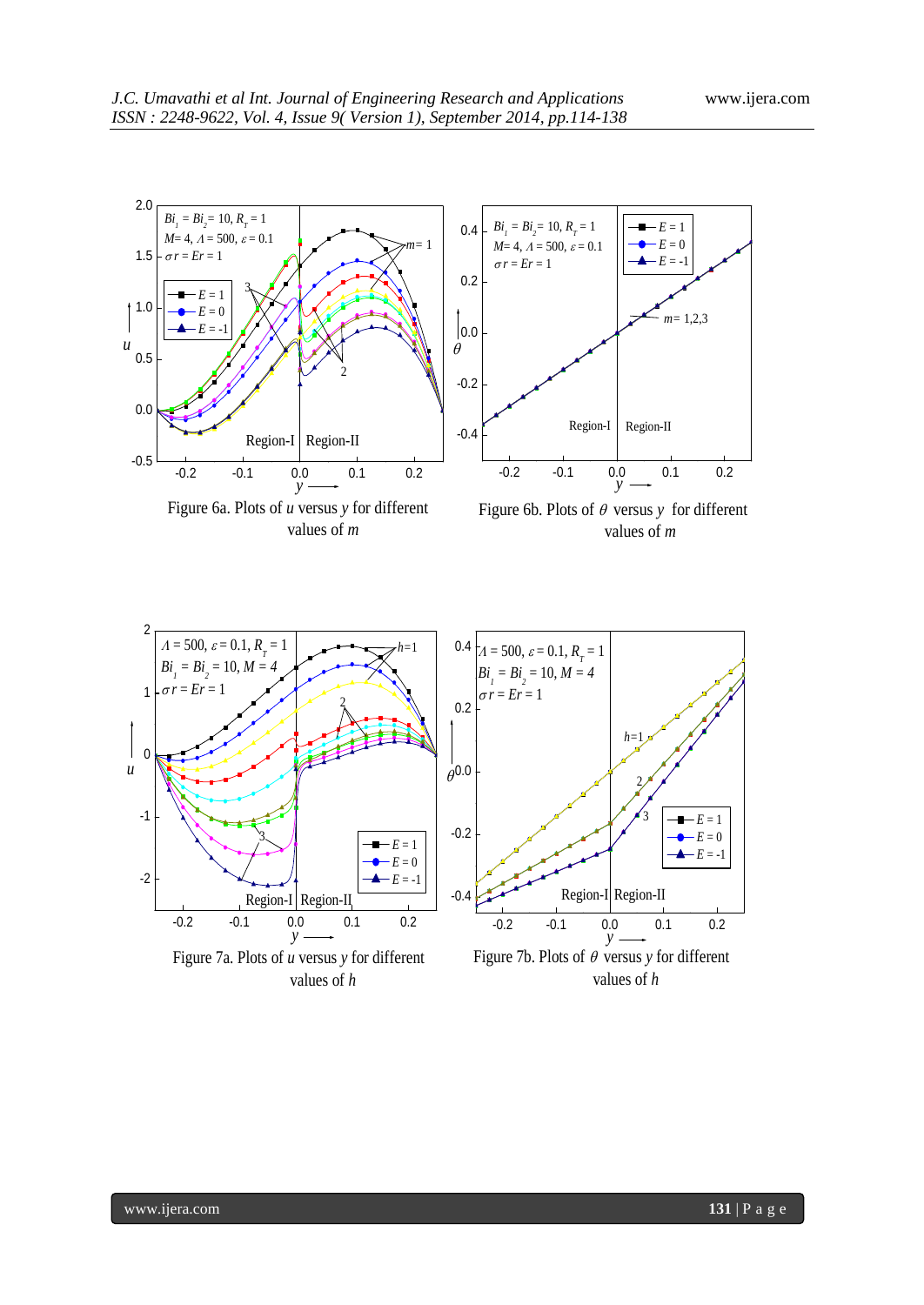Figure 6a. Plots of $u$ versus $y$ for different values of $m$

Figure 6b. Plots of $\theta$ versus $y$ for different values of $m$

Figure 7a. Plots of $u$ versus $y$ for different values of $h$

Figure 7b. Plots of $\theta$ versus $y$ for different values of $h$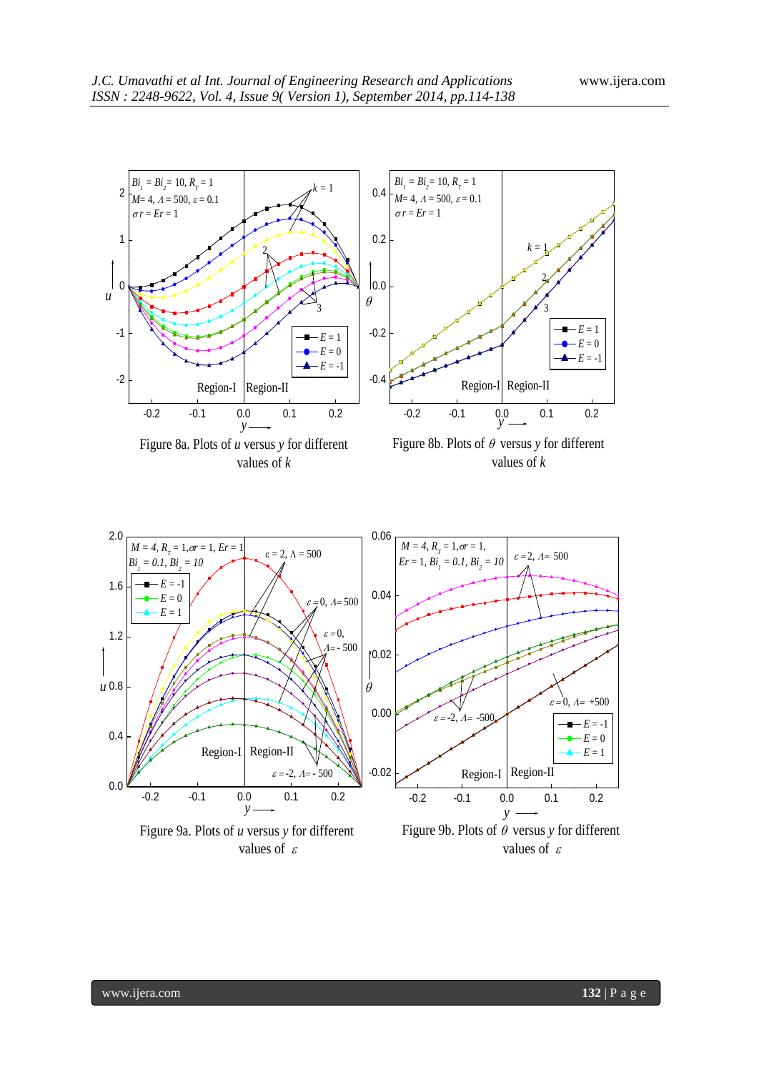Figure 8a. Plots of $u$ versus $y$ for different values of $k$

Figure 8b. Plots of $\theta$ versus $y$ for different values of $k$

Figure 9a. Plots of $u$ versus $y$ for different values of $\varepsilon$

Figure 9b. Plots of $\theta$ versus $y$ for different values of $\varepsilon$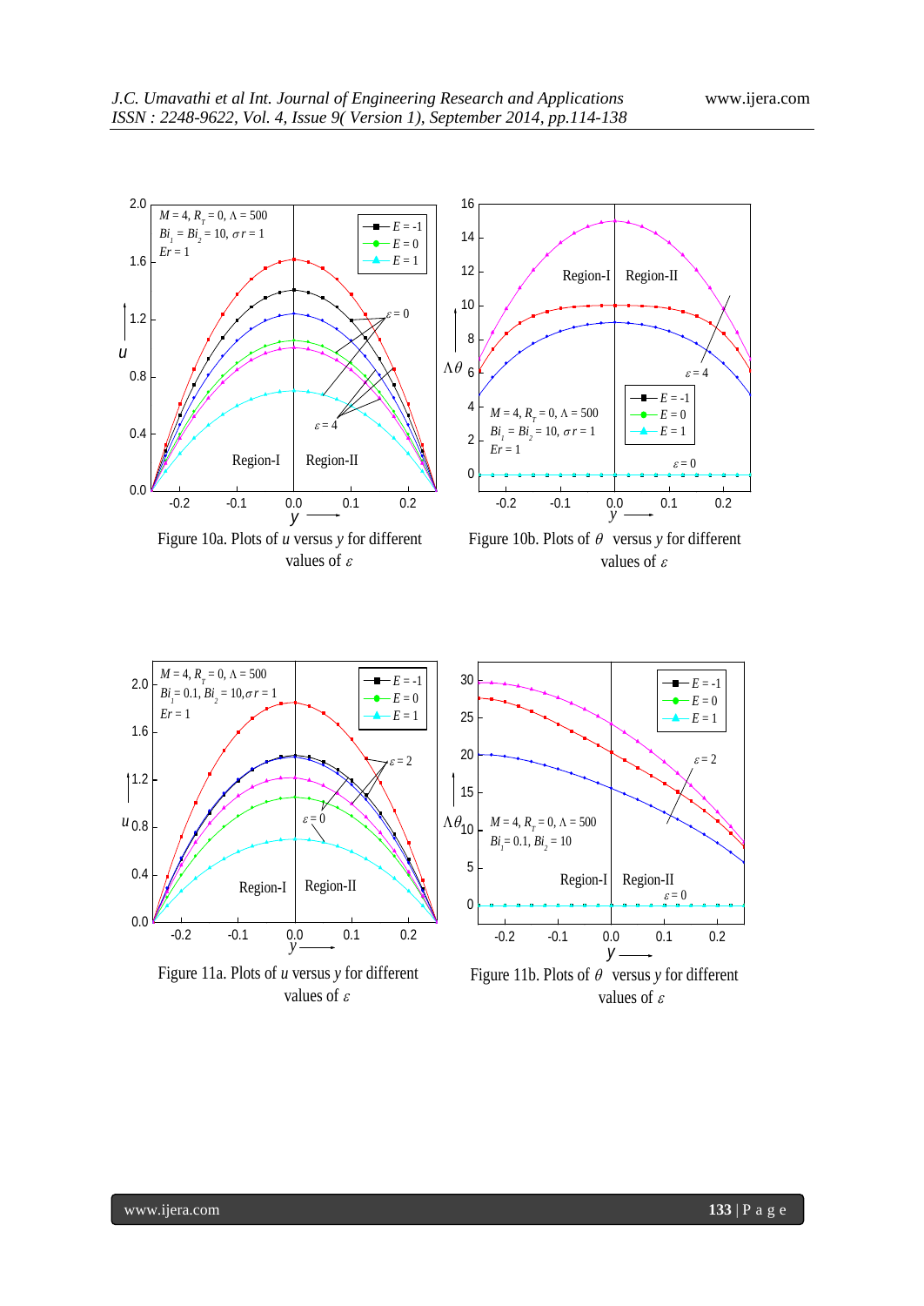Figure 10a. Plots of $u$ versus $y$ for different values of $\varepsilon$

Figure 10b. Plots of $\theta$ versus $y$ for different values of $\varepsilon$

Figure 11a. Plots of $u$ versus $y$ for different values of $\varepsilon$

Figure 11b. Plots of $\theta$ versus $y$ for different values of $\varepsilon$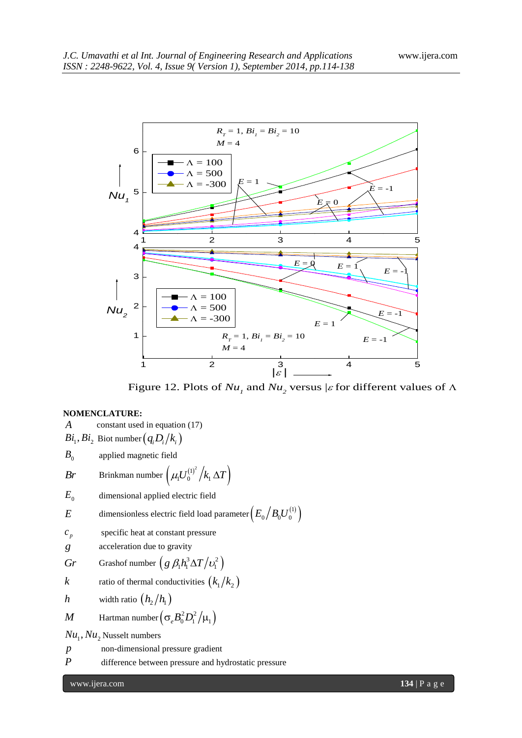Figure 12. Plots of $Nu_1$ and $Nu_2$ versus $|\varepsilon$ for different values of $\Lambda$

**NOMENCLATURE:**

- $A$ — constant used in equation (17)
- $Bi_1, Bi_2$ — Biot number $\left(q_i D_i / k_i\right)$
- $B_0$ — applied magnetic field
- $Br$ — Brinkman number $\left(\mu_1 U_0^{(1)^2} / k_1 \Delta T\right)$
- $E_0$ — dimensional applied electric field
- $E$ — dimensionless electric field load parameter $\left(E_0 / B_0 U_0^{(1)}\right)$
- $c_p$ — specific heat at constant pressure
- $g$ — acceleration due to gravity
- $Gr$ — Grashof number $\left(g\, \beta_1 h_1^3 \Delta T / \upsilon_1^2\right)$
- $k$ — ratio of thermal conductivities $\left(k_1 / k_2\right)$
- $h$ — width ratio $\left(h_2 / h_1\right)$
- $M$ — Hartman number $\left(\sigma_e B_0^2 D_1^2 / \mu_1\right)$
- $Nu_1, Nu_2$ — Nusselt numbers
- $p$ — non-dimensional pressure gradient
- $P$ — difference between pressure and hydrostatic pressure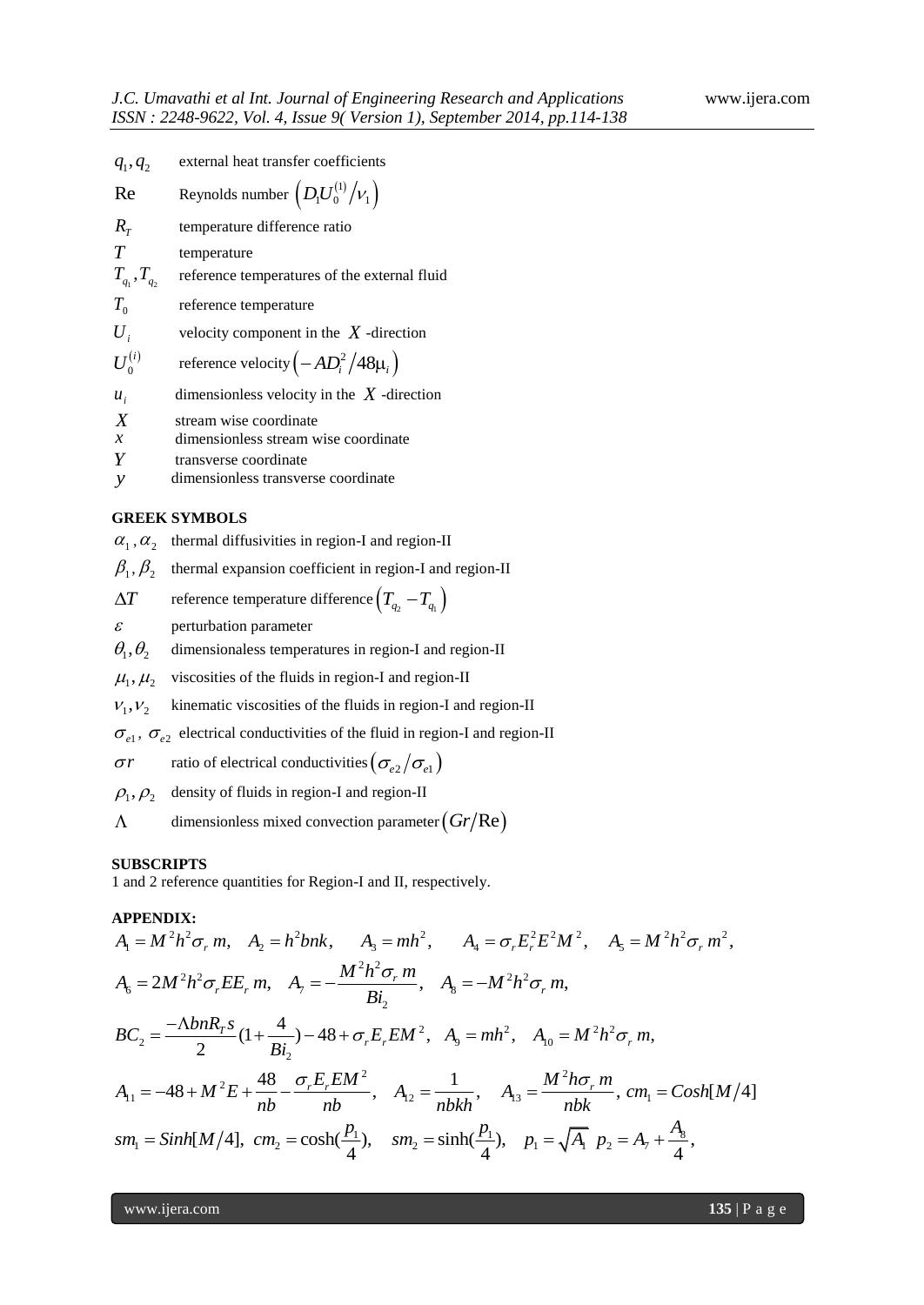| | |
|---|---|
| $q_1, q_2$ | external heat transfer coefficients |
| Re | Reynolds number $\left(D_1 U_0^{(1)} / \nu_1\right)$ |
| $R_T$ | temperature difference ratio |
| $T$ | temperature |
| $T_{q_1}, T_{q_2}$ | reference temperatures of the external fluid |
| $T_0$ | reference temperature |
| $U_i$ | velocity component in the $X$ -direction |
| $U_0^{(i)}$ | reference velocity $\left(-AD_i^2 / 48\mu_i\right)$ |
| $u_i$ | dimensionless velocity in the $X$ -direction |
| $X$ | stream wise coordinate |
| $x$ | dimensionless stream wise coordinate |
| $Y$ | transverse coordinate |
| $y$ | dimensionless transverse coordinate |

**GREEK SYMBOLS**

| | |
|---|---|
| $\alpha_1, \alpha_2$ | thermal diffusivities in region-I and region-II |
| $\beta_1, \beta_2$ | thermal expansion coefficient in region-I and region-II |
| $\Delta T$ | reference temperature difference $\left(T_{q_2} - T_{q_1}\right)$ |
| $\varepsilon$ | perturbation parameter |
| $\theta_1, \theta_2$ | dimensionaless temperatures in region-I and region-II |
| $\mu_1, \mu_2$ | viscosities of the fluids in region-I and region-II |
| $\nu_1, \nu_2$ | kinematic viscosities of the fluids in region-I and region-II |
| $\sigma_{e1}, \sigma_{e2}$ | electrical conductivities of the fluid in region-I and region-II |
| $\sigma r$ | ratio of electrical conductivities $\left(\sigma_{e2} / \sigma_{e1}\right)$ |
| $\rho_1, \rho_2$ | density of fluids in region-I and region-II |
| $\Lambda$ | dimensionless mixed convection parameter $\left(Gr/\mathrm{Re}\right)$ |

**SUBSCRIPTS**

1 and 2 reference quantities for Region-I and II, respectively.

**APPENDIX:**

$$A_1 = M^2 h^2 \sigma_r\, m, \quad A_2 = h^2 bnk, \quad A_3 = mh^2, \quad A_4 = \sigma_r E_r^2 E^2 M^2, \quad A_5 = M^2 h^2 \sigma_r\, m^2,$$

$$A_6 = 2M^2 h^2 \sigma_r E E_r\, m, \quad A_7 = -\frac{M^2 h^2 \sigma_r\, m}{Bi_2}, \quad A_8 = -M^2 h^2 \sigma_r\, m,$$

$$BC_2 = \frac{-\Lambda bnR_T s}{2}\left(1 + \frac{4}{Bi_2}\right) - 48 + \sigma_r E_r E M^2, \quad A_9 = mh^2, \quad A_{10} = M^2 h^2 \sigma_r\, m,$$

$$A_{11} = -48 + M^2 E + \frac{48}{nb} - \frac{\sigma_r E_r E M^2}{nb}, \quad A_{12} = \frac{1}{nbkh}, \quad A_{13} = \frac{M^2 h \sigma_r\, m}{nbk}, \ cm_1 = Cosh[M/4]$$

$$sm_1 = Sinh[M/4], \ cm_2 = \cosh\left(\frac{p_1}{4}\right), \quad sm_2 = \sinh\left(\frac{p_1}{4}\right), \quad p_1 = \sqrt{A_1} \ \ p_2 = A_7 + \frac{A_8}{4},$$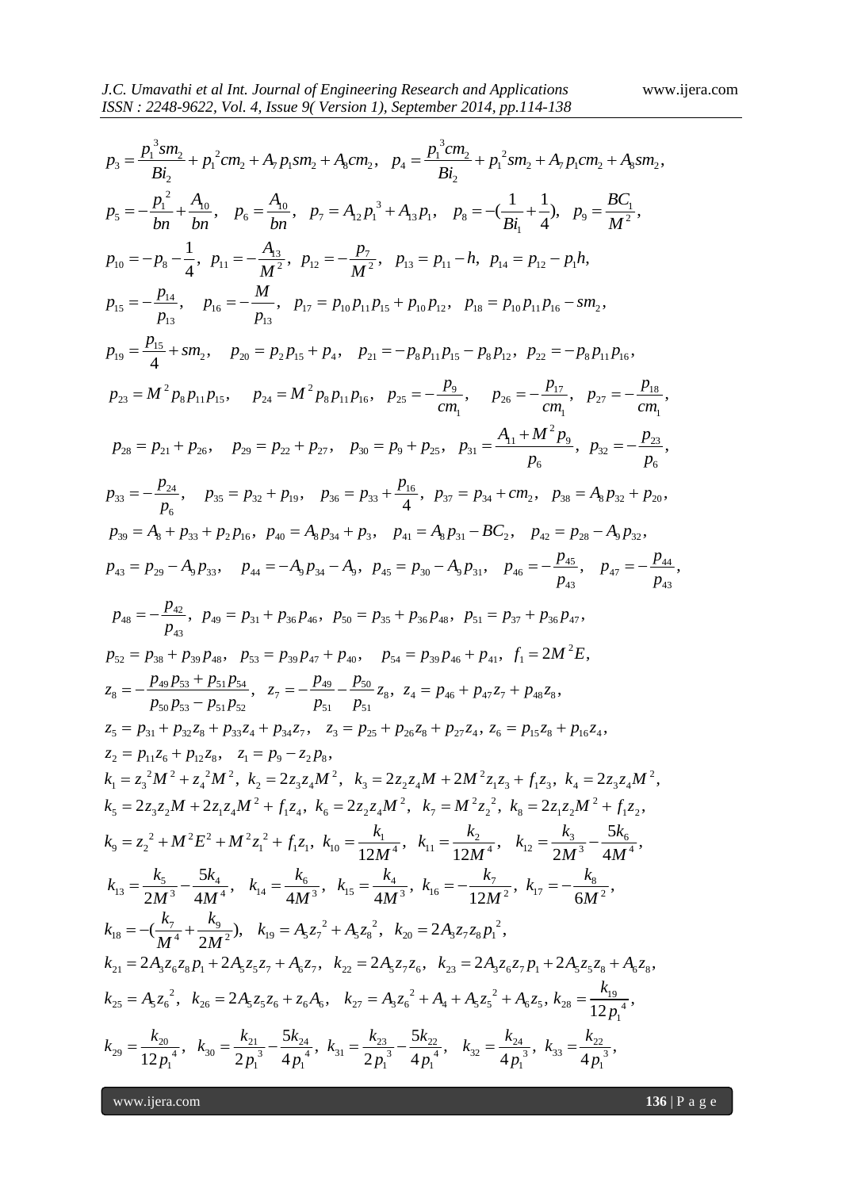$$p_3 = \frac{p_1^{\,3} s m_2}{Bi_2} + p_1^{\,2} c m_2 + A_7 p_1 s m_2 + A_8 c m_2, \quad p_4 = \frac{p_1^{\,3} c m_2}{Bi_2} + p_1^{\,2} s m_2 + A_7 p_1 c m_2 + A_8 s m_2,$$

$$p_5 = -\frac{p_1^{\,2}}{bn} + \frac{A_{10}}{bn}, \quad p_6 = \frac{A_{10}}{bn}, \quad p_7 = A_{12} p_1^{\,3} + A_{13} p_1, \quad p_8 = -(\frac{1}{Bi_1} + \frac{1}{4}), \quad p_9 = \frac{BC_1}{M^2},$$

$$p_{10} = -p_8 - \frac{1}{4}, \;\; p_{11} = -\frac{A_{13}}{M^2}, \;\; p_{12} = -\frac{p_7}{M^2}, \;\; p_{13} = p_{11} - h, \;\; p_{14} = p_{12} - p_1 h,$$

$$p_{15} = -\frac{p_{14}}{p_{13}}, \quad p_{16} = -\frac{M}{p_{13}}, \quad p_{17} = p_{10} p_{11} p_{15} + p_{10} p_{12}, \quad p_{18} = p_{10} p_{11} p_{16} - s m_2,$$

$$p_{19} = \frac{p_{15}}{4} + s m_2, \quad p_{20} = p_2 p_{15} + p_4, \quad p_{21} = -p_8 p_{11} p_{15} - p_8 p_{12}, \;\; p_{22} = -p_8 p_{11} p_{16},$$

$$p_{23} = M^2 p_8 p_{11} p_{15}, \quad p_{24} = M^2 p_8 p_{11} p_{16}, \quad p_{25} = -\frac{p_9}{c m_1}, \quad p_{26} = -\frac{p_{17}}{c m_1}, \quad p_{27} = -\frac{p_{18}}{c m_1},$$

$$p_{28} = p_{21} + p_{26}, \quad p_{29} = p_{22} + p_{27}, \quad p_{30} = p_9 + p_{25}, \quad p_{31} = \frac{A_{11} + M^2 p_9}{p_6}, \;\; p_{32} = -\frac{p_{23}}{p_6},$$

$$p_{33} = -\frac{p_{24}}{p_6}, \quad p_{35} = p_{32} + p_{19}, \quad p_{36} = p_{33} + \frac{p_{16}}{4}, \;\; p_{37} = p_{34} + c m_2, \;\; p_{38} = A_8 p_{32} + p_{20},$$

$$p_{39} = A_8 + p_{33} + p_2 p_{16}, \;\; p_{40} = A_8 p_{34} + p_3, \;\; p_{41} = A_8 p_{31} - BC_2, \quad p_{42} = p_{28} - A_9 p_{32},$$

$$p_{43} = p_{29} - A_9 p_{33}, \quad p_{44} = -A_9 p_{34} - A_9, \;\; p_{45} = p_{30} - A_9 p_{31}, \quad p_{46} = -\frac{p_{45}}{p_{43}}, \quad p_{47} = -\frac{p_{44}}{p_{43}},$$

$$p_{48} = -\frac{p_{42}}{p_{43}}, \;\; p_{49} = p_{31} + p_{36} p_{46}, \;\; p_{50} = p_{35} + p_{36} p_{48}, \;\; p_{51} = p_{37} + p_{36} p_{47},$$

$$p_{52} = p_{38} + p_{39} p_{48}, \;\; p_{53} = p_{39} p_{47} + p_{40}, \quad p_{54} = p_{39} p_{46} + p_{41}, \;\; f_1 = 2M^2 E,$$

$$z_8 = -\frac{p_{49} p_{53} + p_{51} p_{54}}{p_{50} p_{53} - p_{51} p_{52}}, \quad z_7 = -\frac{p_{49}}{p_{51}} - \frac{p_{50}}{p_{51}} z_8, \;\; z_4 = p_{46} + p_{47} z_7 + p_{48} z_8,$$

$$z_5 = p_{31} + p_{32} z_8 + p_{33} z_4 + p_{34} z_7, \quad z_3 = p_{25} + p_{26} z_8 + p_{27} z_4, \; z_6 = p_{15} z_8 + p_{16} z_4,$$

$$z_2 = p_{11} z_6 + p_{12} z_8, \quad z_1 = p_9 - z_2 p_8,$$

$$k_1 = z_3^{\,2} M^2 + z_4^{\,2} M^2, \;\; k_2 = 2 z_3 z_4 M^2, \;\; k_3 = 2 z_2 z_4 M + 2M^2 z_1 z_3 + f_1 z_3, \;\; k_4 = 2 z_3 z_4 M^2,$$

$$k_5 = 2 z_3 z_2 M + 2 z_1 z_4 M^2 + f_1 z_4, \;\; k_6 = 2 z_2 z_4 M^2, \;\; k_7 = M^2 z_2^{\,2}, \;\; k_8 = 2 z_1 z_2 M^2 + f_1 z_2,$$

$$k_9 = z_2^{\,2} + M^2 E^2 + M^2 z_1^{\,2} + f_1 z_1, \;\; k_{10} = \frac{k_1}{12 M^4}, \;\; k_{11} = \frac{k_2}{12 M^4}, \quad k_{12} = \frac{k_3}{2M^3} - \frac{5 k_6}{4 M^4},$$

$$k_{13} = \frac{k_5}{2M^3} - \frac{5 k_4}{4 M^4}, \quad k_{14} = \frac{k_6}{4 M^3}, \;\; k_{15} = \frac{k_4}{4 M^3}, \;\; k_{16} = -\frac{k_7}{12 M^2}, \;\; k_{17} = -\frac{k_8}{6 M^2},$$

$$k_{18} = -(\frac{k_7}{M^4} + \frac{k_9}{2M^2}), \quad k_{19} = A_5 z_7^{\,2} + A_5 z_8^{\,2}, \;\; k_{20} = 2 A_3 z_7 z_8 p_1^{\,2},$$

$$k_{21} = 2 A_3 z_6 z_8 p_1 + 2 A_5 z_5 z_7 + A_6 z_7, \;\; k_{22} = 2 A_5 z_7 z_6, \;\; k_{23} = 2 A_3 z_6 z_7 p_1 + 2 A_5 z_5 z_8 + A_6 z_8,$$

$$k_{25} = A_5 z_6^{\,2}, \;\; k_{26} = 2 A_5 z_5 z_6 + z_6 A_6, \quad k_{27} = A_3 z_6^{\,2} + A_4 + A_5 z_5^{\,2} + A_6 z_5, \; k_{28} = \frac{k_{19}}{12 p_1^{\,4}},$$

$$k_{29} = \frac{k_{20}}{12 p_1^{\,4}}, \quad k_{30} = \frac{k_{21}}{2 p_1^{\,3}} - \frac{5 k_{24}}{4 p_1^{\,4}}, \; k_{31} = \frac{k_{23}}{2 p_1^{\,3}} - \frac{5 k_{22}}{4 p_1^{\,4}}, \quad k_{32} = \frac{k_{24}}{4 p_1^{\,3}}, \; k_{33} = \frac{k_{22}}{4 p_1^{\,3}},$$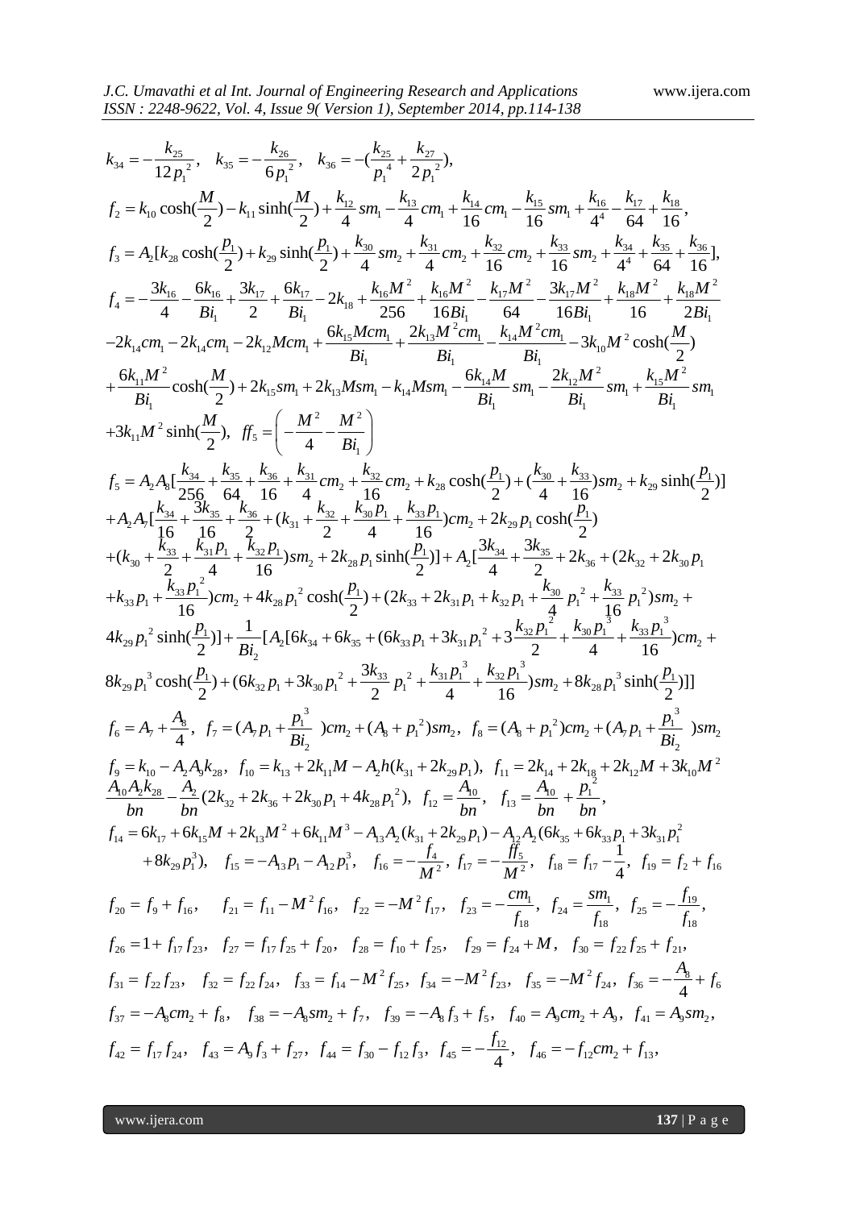$$k_{34} = -\frac{k_{25}}{12p_1^2}, \quad k_{35} = -\frac{k_{26}}{6p_1^2}, \quad k_{36} = -(\frac{k_{25}}{p_1^4} + \frac{k_{27}}{2p_1^2}),$$

$$f_2 = k_{10}\cosh(\frac{M}{2}) - k_{11}\sinh(\frac{M}{2}) + \frac{k_{12}}{4}sm_1 - \frac{k_{13}}{4}cm_1 + \frac{k_{14}}{16}cm_1 - \frac{k_{15}}{16}sm_1 + \frac{k_{16}}{4^4} - \frac{k_{17}}{64} + \frac{k_{18}}{16},$$

$$f_3 = A_2[k_{28}\cosh(\frac{p_1}{2}) + k_{29}\sinh(\frac{p_1}{2}) + \frac{k_{30}}{4}sm_2 + \frac{k_{31}}{4}cm_2 + \frac{k_{32}}{16}cm_2 + \frac{k_{33}}{16}sm_2 + \frac{k_{34}}{4^4} + \frac{k_{35}}{64} + \frac{k_{36}}{16}],$$

$$f_4 = -\frac{3k_{16}}{4} - \frac{6k_{16}}{Bi_1} + \frac{3k_{17}}{2} + \frac{6k_{17}}{Bi_1} - 2k_{18} + \frac{k_{16}M^2}{256} + \frac{k_{16}M^2}{16Bi_1} - \frac{k_{17}M^2}{64} - \frac{3k_{17}M^2}{16Bi_1} + \frac{k_{18}M^2}{16} + \frac{k_{18}M^2}{2Bi_1}$$
$$-2k_{14}cm_1 - 2k_{14}cm_1 - 2k_{12}Mcm_1 + \frac{6k_{15}Mcm_1}{Bi_1} + \frac{2k_{13}M^2cm_1}{Bi_1} - \frac{k_{14}M^2cm_1}{Bi_1} - 3k_{10}M^2\cosh(\frac{M}{2})$$
$$+\frac{6k_{11}M^2}{Bi_1}\cosh(\frac{M}{2}) + 2k_{15}sm_1 + 2k_{13}Msm_1 - k_{14}Msm_1 - \frac{6k_{14}M}{Bi_1}sm_1 - \frac{2k_{12}M^2}{Bi_1}sm_1 + \frac{k_{15}M^2}{Bi_1}sm_1$$
$$+3k_{11}M^2\sinh(\frac{M}{2}), \quad ff_5 = \left(-\frac{M^2}{4} - \frac{M^2}{Bi_1}\right)$$

$$f_5 = A_2A_8[\frac{k_{34}}{256} + \frac{k_{35}}{64} + \frac{k_{36}}{16} + \frac{k_{31}}{4}cm_2 + \frac{k_{32}}{16}cm_2 + k_{28}\cosh(\frac{p_1}{2}) + (\frac{k_{30}}{4} + \frac{k_{33}}{16})sm_2 + k_{29}\sinh(\frac{p_1}{2})]$$
$$+A_2A_7[\frac{k_{34}}{16} + \frac{3k_{35}}{16} + \frac{k_{36}}{2} + (k_{31} + \frac{k_{32}}{2} + \frac{k_{30}p_1}{4} + \frac{k_{33}p_1}{16})cm_2 + 2k_{29}p_1\cosh(\frac{p_1}{2})$$
$$+(k_{30} + \frac{k_{33}}{2} + \frac{k_{31}p_1}{4} + \frac{k_{32}p_1}{16})sm_2 + 2k_{28}p_1\sinh(\frac{p_1}{2})] + A_2[\frac{3k_{34}}{4} + \frac{3k_{35}}{2} + 2k_{36} + (2k_{32} + 2k_{30}p_1$$
$$+k_{33}p_1 + \frac{k_{33}p_1^2}{16})cm_2 + 4k_{28}p_1^2\cosh(\frac{p_1}{2}) + (2k_{33} + 2k_{31}p_1 + k_{32}p_1 + \frac{k_{30}}{4}p_1^2 + \frac{k_{33}}{16}p_1^2)sm_2 +$$
$$4k_{29}p_1^2\sinh(\frac{p_1}{2})] + \frac{1}{Bi_2}[A_2[6k_{34} + 6k_{35} + (6k_{33}p_1 + 3k_{31}p_1^2 + 3\frac{k_{32}p_1^2}{2} + \frac{k_{30}p_1^3}{4} + \frac{k_{33}p_1^3}{16})cm_2 +$$
$$8k_{29}p_1^3\cosh(\frac{p_1}{2}) + (6k_{32}p_1 + 3k_{30}p_1^2 + \frac{3k_{33}}{2}p_1^2 + \frac{k_{31}p_1^3}{4} + \frac{k_{32}p_1^3}{16})sm_2 + 8k_{28}p_1^3\sinh(\frac{p_1}{2})]]$$

$$f_6 = A_7 + \frac{A_8}{4}, \quad f_7 = (A_7p_1 + \frac{p_1^3}{Bi_2})cm_2 + (A_8 + p_1^2)sm_2, \quad f_8 = (A_8 + p_1^2)cm_2 + (A_7p_1 + \frac{p_1^3}{Bi_2})sm_2$$

$$f_9 = k_{10} - A_2A_9k_{28}, \quad f_{10} = k_{13} + 2k_{11}M - A_2h(k_{31} + 2k_{29}p_1), \quad f_{11} = 2k_{14} + 2k_{18} + 2k_{12}M + 3k_{10}M^2$$
$$\frac{A_{10}A_2k_{28}}{bn} - \frac{A_2}{bn}(2k_{32} + 2k_{36} + 2k_{30}p_1 + 4k_{28}p_1^2), \quad f_{12} = \frac{A_{10}}{bn}, \quad f_{13} = \frac{A_{10}}{bn} + \frac{p_1^2}{bn},$$

$$f_{14} = 6k_{17} + 6k_{15}M + 2k_{13}M^2 + 6k_{11}M^3 - A_{13}A_2(k_{31} + 2k_{29}p_1) - A_{12}A_2(6k_{35} + 6k_{33}p_1 + 3k_{31}p_1^2$$
$$+8k_{29}p_1^3), \quad f_{15} = -A_{13}p_1 - A_{12}p_1^3, \quad f_{16} = -\frac{f_4}{M^2}, \quad f_{17} = -\frac{ff_5}{M^2}, \quad f_{18} = f_{17} - \frac{1}{4}, \quad f_{19} = f_2 + f_{16}$$

$$f_{20} = f_9 + f_{16}, \quad f_{21} = f_{11} - M^2f_{16}, \quad f_{22} = -M^2f_{17}, \quad f_{23} = -\frac{cm_1}{f_{18}}, \quad f_{24} = \frac{sm_1}{f_{18}}, \quad f_{25} = -\frac{f_{19}}{f_{18}},$$

$$f_{26} = 1 + f_{17}f_{23}, \quad f_{27} = f_{17}f_{25} + f_{20}, \quad f_{28} = f_{10} + f_{25}, \quad f_{29} = f_{24} + M, \quad f_{30} = f_{22}f_{25} + f_{21},$$

$$f_{31} = f_{22}f_{23}, \quad f_{32} = f_{22}f_{24}, \quad f_{33} = f_{14} - M^2f_{25}, \quad f_{34} = -M^2f_{23}, \quad f_{35} = -M^2f_{24}, \quad f_{36} = -\frac{A_8}{4} + f_6$$

$$f_{37} = -A_8cm_2 + f_8, \quad f_{38} = -A_8sm_2 + f_7, \quad f_{39} = -A_8f_3 + f_5, \quad f_{40} = A_9cm_2 + A_9, \quad f_{41} = A_9sm_2,$$

$$f_{42} = f_{17}f_{24}, \quad f_{43} = A_9f_3 + f_{27}, \quad f_{44} = f_{30} - f_{12}f_3, \quad f_{45} = -\frac{f_{12}}{4}, \quad f_{46} = -f_{12}cm_2 + f_{13},$$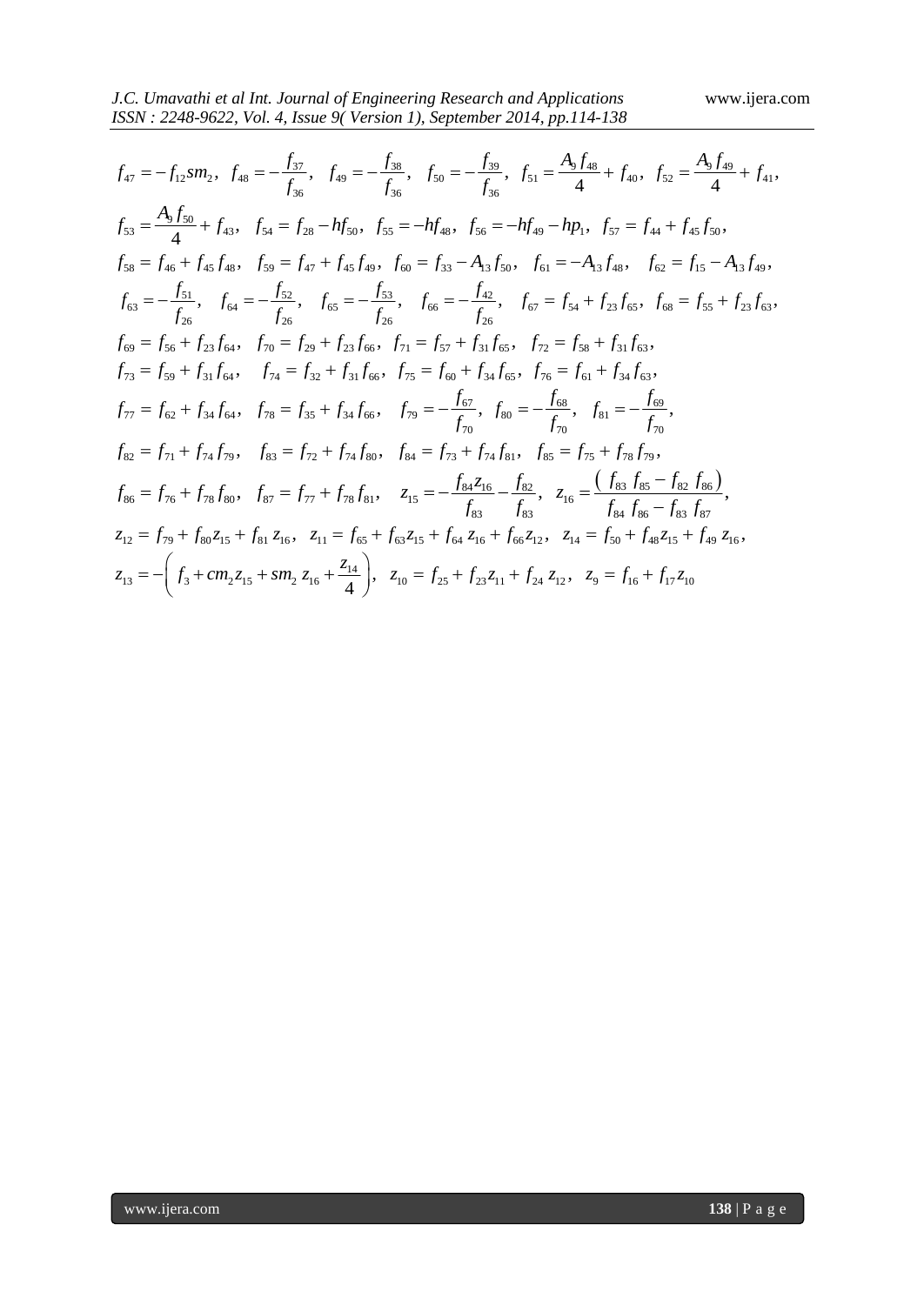$$f_{47} = -f_{12} sm_2, \quad f_{48} = -\frac{f_{37}}{f_{36}}, \quad f_{49} = -\frac{f_{38}}{f_{36}}, \quad f_{50} = -\frac{f_{39}}{f_{36}}, \quad f_{51} = \frac{A_9 f_{48}}{4} + f_{40}, \quad f_{52} = \frac{A_9 f_{49}}{4} + f_{41},$$

$$f_{53} = \frac{A_9 f_{50}}{4} + f_{43}, \quad f_{54} = f_{28} - h f_{50}, \quad f_{55} = -h f_{48}, \quad f_{56} = -h f_{49} - h p_1, \quad f_{57} = f_{44} + f_{45} f_{50},$$

$$f_{58} = f_{46} + f_{45} f_{48}, \quad f_{59} = f_{47} + f_{45} f_{49}, \quad f_{60} = f_{33} - A_{13} f_{50}, \quad f_{61} = -A_{13} f_{48}, \quad f_{62} = f_{15} - A_{13} f_{49},$$

$$f_{63} = -\frac{f_{51}}{f_{26}}, \quad f_{64} = -\frac{f_{52}}{f_{26}}, \quad f_{65} = -\frac{f_{53}}{f_{26}}, \quad f_{66} = -\frac{f_{42}}{f_{26}}, \quad f_{67} = f_{54} + f_{23} f_{65}, \quad f_{68} = f_{55} + f_{23} f_{63},$$

$$f_{69} = f_{56} + f_{23} f_{64}, \quad f_{70} = f_{29} + f_{23} f_{66}, \quad f_{71} = f_{57} + f_{31} f_{65}, \quad f_{72} = f_{58} + f_{31} f_{63},$$

$$f_{73} = f_{59} + f_{31} f_{64}, \quad f_{74} = f_{32} + f_{31} f_{66}, \quad f_{75} = f_{60} + f_{34} f_{65}, \quad f_{76} = f_{61} + f_{34} f_{63},$$

$$f_{77} = f_{62} + f_{34} f_{64}, \quad f_{78} = f_{35} + f_{34} f_{66}, \quad f_{79} = -\frac{f_{67}}{f_{70}}, \quad f_{80} = -\frac{f_{68}}{f_{70}}, \quad f_{81} = -\frac{f_{69}}{f_{70}},$$

$$f_{82} = f_{71} + f_{74} f_{79}, \quad f_{83} = f_{72} + f_{74} f_{80}, \quad f_{84} = f_{73} + f_{74} f_{81}, \quad f_{85} = f_{75} + f_{78} f_{79},$$

$$f_{86} = f_{76} + f_{78} f_{80}, \quad f_{87} = f_{77} + f_{78} f_{81}, \quad z_{15} = -\frac{f_{84} z_{16}}{f_{83}} - \frac{f_{82}}{f_{83}}, \quad z_{16} = \frac{\left( f_{83} f_{85} - f_{82} f_{86} \right)}{f_{84} f_{86} - f_{83} f_{87}},$$

$$z_{12} = f_{79} + f_{80} z_{15} + f_{81} z_{16}, \quad z_{11} = f_{65} + f_{63} z_{15} + f_{64} z_{16} + f_{66} z_{12}, \quad z_{14} = f_{50} + f_{48} z_{15} + f_{49} z_{16},$$

$$z_{13} = -\left( f_3 + cm_2 z_{15} + sm_2 z_{16} + \frac{z_{14}}{4} \right), \quad z_{10} = f_{25} + f_{23} z_{11} + f_{24} z_{12}, \quad z_9 = f_{16} + f_{17} z_{10}$$